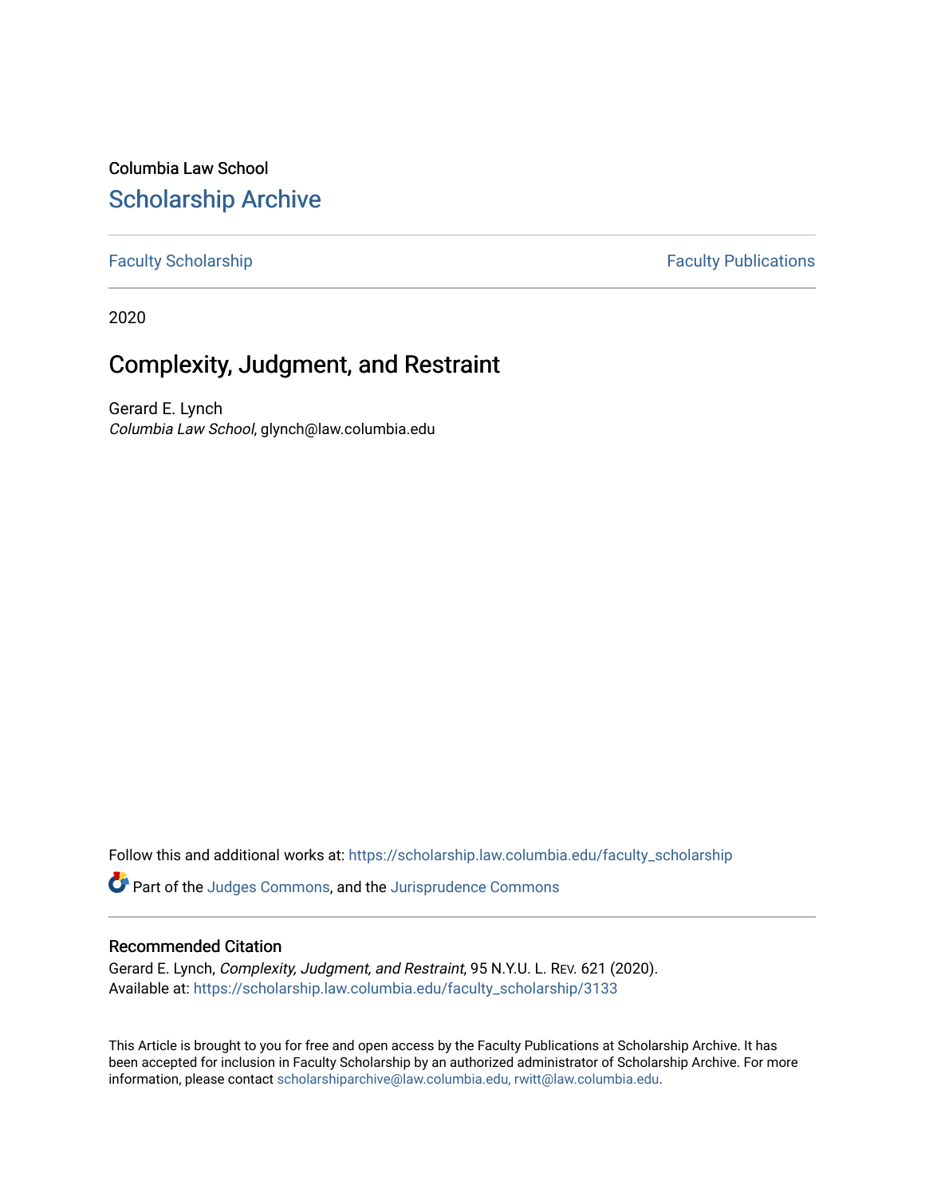Columbia Law School

## Scholarship Archive

Faculty Scholarship | Faculty Publications

2020

# Complexity, Judgment, and Restraint

Gerard E. Lynch
*Columbia Law School*, glynch@law.columbia.edu

Follow this and additional works at: https://scholarship.law.columbia.edu/faculty_scholarship

Part of the Judges Commons, and the Jurisprudence Commons

### Recommended Citation

Gerard E. Lynch, *Complexity, Judgment, and Restraint*, 95 N.Y.U. L. REV. 621 (2020).
Available at: https://scholarship.law.columbia.edu/faculty_scholarship/3133

This Article is brought to you for free and open access by the Faculty Publications at Scholarship Archive. It has been accepted for inclusion in Faculty Scholarship by an authorized administrator of Scholarship Archive. For more information, please contact scholarshiparchive@law.columbia.edu, rwitt@law.columbia.edu.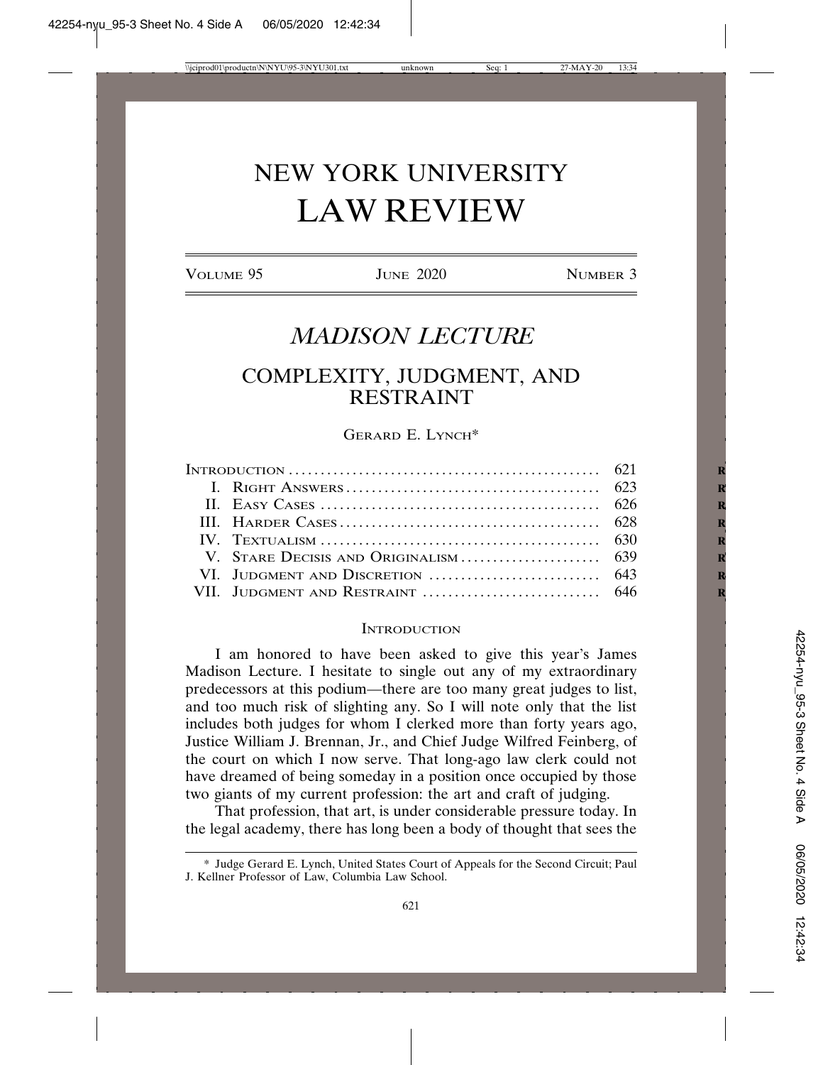# NEW YORK UNIVERSITY LAW REVIEW

# MADISON LECTURE

## COMPLEXITY, JUDGMENT, AND RESTRAINT

GERARD E. LYNCH*

| | |
|---|---|
| INTRODUCTION | 621 |
| I. RIGHT ANSWERS | 623 |
| II. EASY CASES | 626 |
| III. HARDER CASES | 628 |
| IV. TEXTUALISM | 630 |
| V. STARE DECISIS AND ORIGINALISM | 639 |
| VI. JUDGMENT AND DISCRETION | 643 |
| VII. JUDGMENT AND RESTRAINT | 646 |

### INTRODUCTION

I am honored to have been asked to give this year's James Madison Lecture. I hesitate to single out any of my extraordinary predecessors at this podium—there are too many great judges to list, and too much risk of slighting any. So I will note only that the list includes both judges for whom I clerked more than forty years ago, Justice William J. Brennan, Jr., and Chief Judge Wilfred Feinberg, of the court on which I now serve. That long-ago law clerk could not have dreamed of being someday in a position once occupied by those two giants of my current profession: the art and craft of judging.

That profession, that art, is under considerable pressure today. In the legal academy, there has long been a body of thought that sees the

\* Judge Gerard E. Lynch, United States Court of Appeals for the Second Circuit; Paul J. Kellner Professor of Law, Columbia Law School.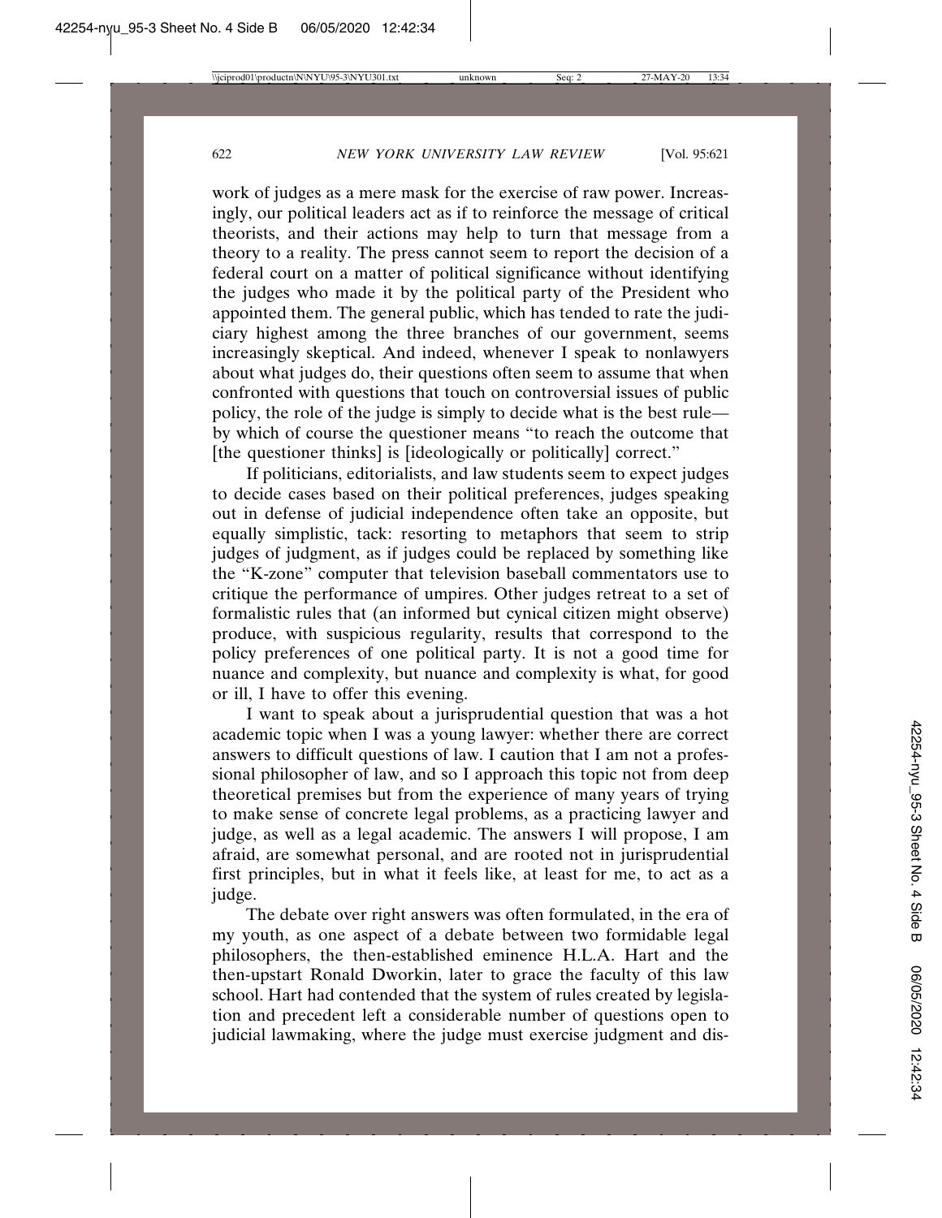work of judges as a mere mask for the exercise of raw power. Increasingly, our political leaders act as if to reinforce the message of critical theorists, and their actions may help to turn that message from a theory to a reality. The press cannot seem to report the decision of a federal court on a matter of political significance without identifying the judges who made it by the political party of the President who appointed them. The general public, which has tended to rate the judiciary highest among the three branches of our government, seems increasingly skeptical. And indeed, whenever I speak to nonlawyers about what judges do, their questions often seem to assume that when confronted with questions that touch on controversial issues of public policy, the role of the judge is simply to decide what is the best rule—by which of course the questioner means "to reach the outcome that [the questioner thinks] is [ideologically or politically] correct."

If politicians, editorialists, and law students seem to expect judges to decide cases based on their political preferences, judges speaking out in defense of judicial independence often take an opposite, but equally simplistic, tack: resorting to metaphors that seem to strip judges of judgment, as if judges could be replaced by something like the "K-zone" computer that television baseball commentators use to critique the performance of umpires. Other judges retreat to a set of formalistic rules that (an informed but cynical citizen might observe) produce, with suspicious regularity, results that correspond to the policy preferences of one political party. It is not a good time for nuance and complexity, but nuance and complexity is what, for good or ill, I have to offer this evening.

I want to speak about a jurisprudential question that was a hot academic topic when I was a young lawyer: whether there are correct answers to difficult questions of law. I caution that I am not a professional philosopher of law, and so I approach this topic not from deep theoretical premises but from the experience of many years of trying to make sense of concrete legal problems, as a practicing lawyer and judge, as well as a legal academic. The answers I will propose, I am afraid, are somewhat personal, and are rooted not in jurisprudential first principles, but in what it feels like, at least for me, to act as a judge.

The debate over right answers was often formulated, in the era of my youth, as one aspect of a debate between two formidable legal philosophers, the then-established eminence H.L.A. Hart and the then-upstart Ronald Dworkin, later to grace the faculty of this law school. Hart had contended that the system of rules created by legislation and precedent left a considerable number of questions open to judicial lawmaking, where the judge must exercise judgment and dis-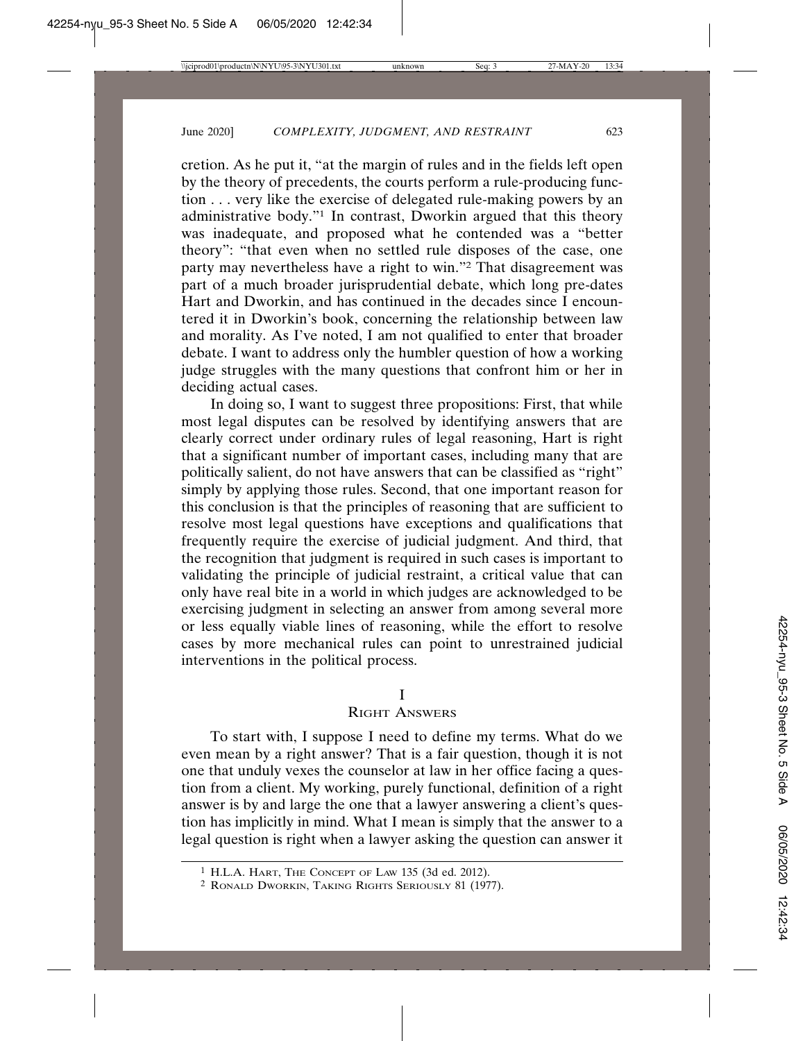cretion. As he put it, "at the margin of rules and in the fields left open by the theory of precedents, the courts perform a rule-producing function . . . very like the exercise of delegated rule-making powers by an administrative body."[1] In contrast, Dworkin argued that this theory was inadequate, and proposed what he contended was a "better theory": "that even when no settled rule disposes of the case, one party may nevertheless have a right to win."[2] That disagreement was part of a much broader jurisprudential debate, which long pre-dates Hart and Dworkin, and has continued in the decades since I encountered it in Dworkin's book, concerning the relationship between law and morality. As I've noted, I am not qualified to enter that broader debate. I want to address only the humbler question of how a working judge struggles with the many questions that confront him or her in deciding actual cases.

In doing so, I want to suggest three propositions: First, that while most legal disputes can be resolved by identifying answers that are clearly correct under ordinary rules of legal reasoning, Hart is right that a significant number of important cases, including many that are politically salient, do not have answers that can be classified as "right" simply by applying those rules. Second, that one important reason for this conclusion is that the principles of reasoning that are sufficient to resolve most legal questions have exceptions and qualifications that frequently require the exercise of judicial judgment. And third, that the recognition that judgment is required in such cases is important to validating the principle of judicial restraint, a critical value that can only have real bite in a world in which judges are acknowledged to be exercising judgment in selecting an answer from among several more or less equally viable lines of reasoning, while the effort to resolve cases by more mechanical rules can point to unrestrained judicial interventions in the political process.

## I
## RIGHT ANSWERS

To start with, I suppose I need to define my terms. What do we even mean by a right answer? That is a fair question, though it is not one that unduly vexes the counselor at law in her office facing a question from a client. My working, purely functional, definition of a right answer is by and large the one that a lawyer answering a client's question has implicitly in mind. What I mean is simply that the answer to a legal question is right when a lawyer asking the question can answer it

---

[1] H.L.A. Hart, The Concept of Law 135 (3d ed. 2012).

[2] Ronald Dworkin, Taking Rights Seriously 81 (1977).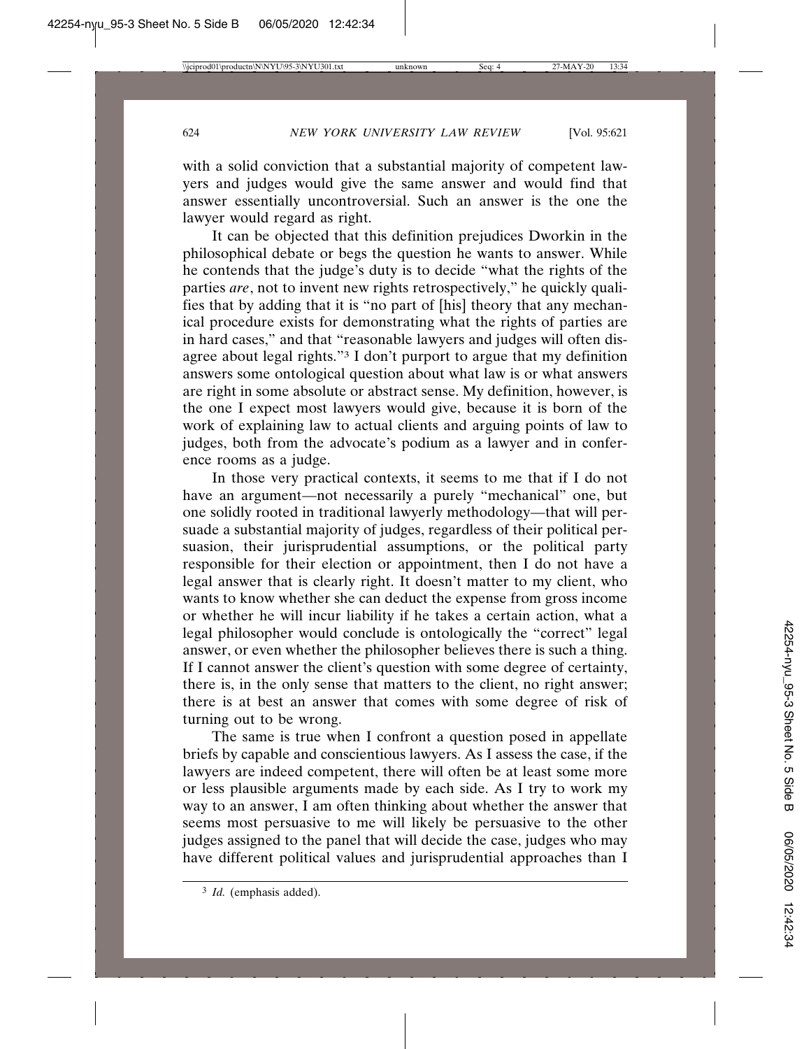with a solid conviction that a substantial majority of competent lawyers and judges would give the same answer and would find that answer essentially uncontroversial. Such an answer is the one the lawyer would regard as right.

It can be objected that this definition prejudices Dworkin in the philosophical debate or begs the question he wants to answer. While he contends that the judge's duty is to decide "what the rights of the parties *are*, not to invent new rights retrospectively," he quickly qualifies that by adding that it is "no part of [his] theory that any mechanical procedure exists for demonstrating what the rights of parties are in hard cases," and that "reasonable lawyers and judges will often disagree about legal rights."[3] I don't purport to argue that my definition answers some ontological question about what law is or what answers are right in some absolute or abstract sense. My definition, however, is the one I expect most lawyers would give, because it is born of the work of explaining law to actual clients and arguing points of law to judges, both from the advocate's podium as a lawyer and in conference rooms as a judge.

In those very practical contexts, it seems to me that if I do not have an argument—not necessarily a purely "mechanical" one, but one solidly rooted in traditional lawyerly methodology—that will persuade a substantial majority of judges, regardless of their political persuasion, their jurisprudential assumptions, or the political party responsible for their election or appointment, then I do not have a legal answer that is clearly right. It doesn't matter to my client, who wants to know whether she can deduct the expense from gross income or whether he will incur liability if he takes a certain action, what a legal philosopher would conclude is ontologically the "correct" legal answer, or even whether the philosopher believes there is such a thing. If I cannot answer the client's question with some degree of certainty, there is, in the only sense that matters to the client, no right answer; there is at best an answer that comes with some degree of risk of turning out to be wrong.

The same is true when I confront a question posed in appellate briefs by capable and conscientious lawyers. As I assess the case, if the lawyers are indeed competent, there will often be at least some more or less plausible arguments made by each side. As I try to work my way to an answer, I am often thinking about whether the answer that seems most persuasive to me will likely be persuasive to the other judges assigned to the panel that will decide the case, judges who may have different political values and jurisprudential approaches than I

[3] *Id.* (emphasis added).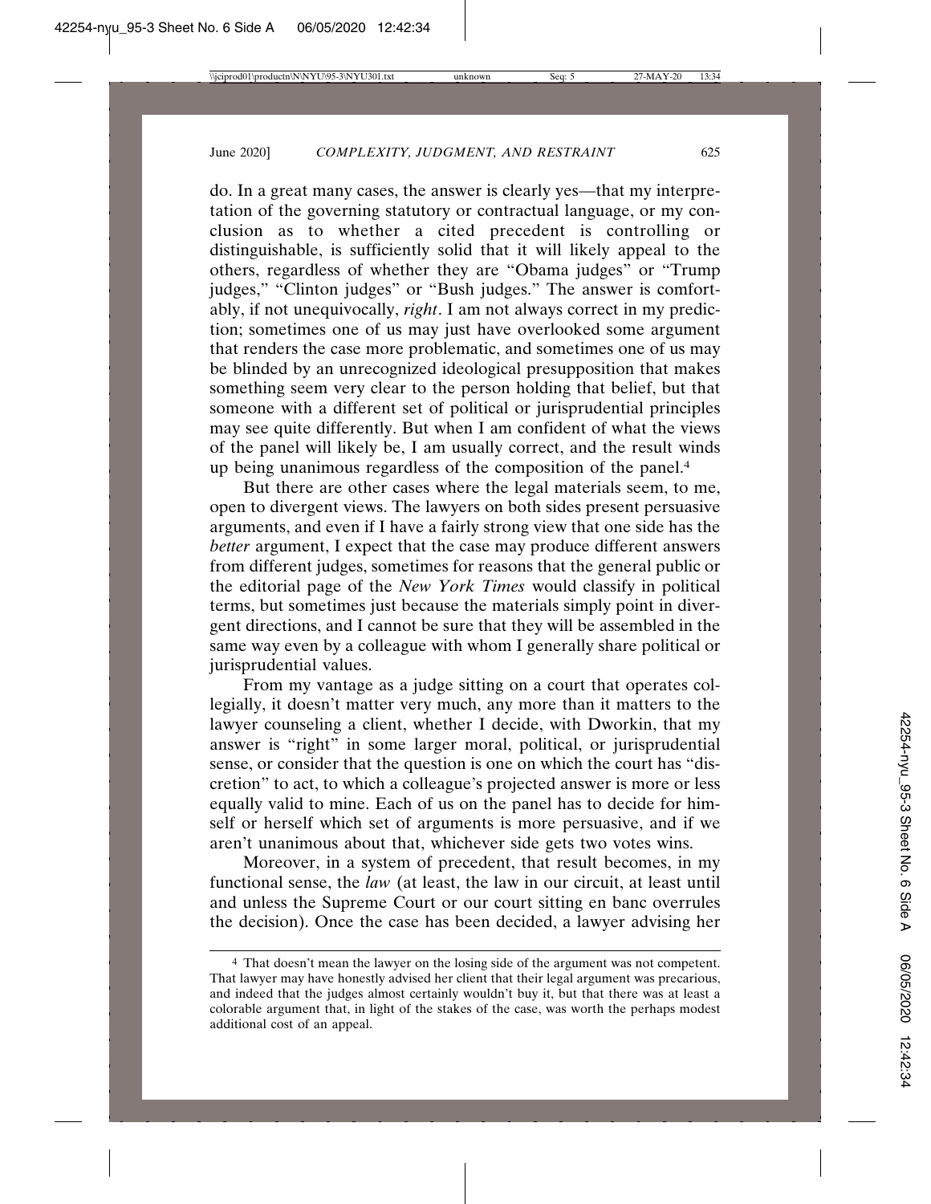do. In a great many cases, the answer is clearly yes—that my interpretation of the governing statutory or contractual language, or my conclusion as to whether a cited precedent is controlling or distinguishable, is sufficiently solid that it will likely appeal to the others, regardless of whether they are "Obama judges" or "Trump judges," "Clinton judges" or "Bush judges." The answer is comfortably, if not unequivocally, *right*. I am not always correct in my prediction; sometimes one of us may just have overlooked some argument that renders the case more problematic, and sometimes one of us may be blinded by an unrecognized ideological presupposition that makes something seem very clear to the person holding that belief, but that someone with a different set of political or jurisprudential principles may see quite differently. But when I am confident of what the views of the panel will likely be, I am usually correct, and the result winds up being unanimous regardless of the composition of the panel.[4]

But there are other cases where the legal materials seem, to me, open to divergent views. The lawyers on both sides present persuasive arguments, and even if I have a fairly strong view that one side has the *better* argument, I expect that the case may produce different answers from different judges, sometimes for reasons that the general public or the editorial page of the *New York Times* would classify in political terms, but sometimes just because the materials simply point in divergent directions, and I cannot be sure that they will be assembled in the same way even by a colleague with whom I generally share political or jurisprudential values.

From my vantage as a judge sitting on a court that operates collegially, it doesn't matter very much, any more than it matters to the lawyer counseling a client, whether I decide, with Dworkin, that my answer is "right" in some larger moral, political, or jurisprudential sense, or consider that the question is one on which the court has "discretion" to act, to which a colleague's projected answer is more or less equally valid to mine. Each of us on the panel has to decide for himself or herself which set of arguments is more persuasive, and if we aren't unanimous about that, whichever side gets two votes wins.

Moreover, in a system of precedent, that result becomes, in my functional sense, the *law* (at least, the law in our circuit, at least until and unless the Supreme Court or our court sitting en banc overrules the decision). Once the case has been decided, a lawyer advising her

---

[4] That doesn't mean the lawyer on the losing side of the argument was not competent. That lawyer may have honestly advised her client that their legal argument was precarious, and indeed that the judges almost certainly wouldn't buy it, but that there was at least a colorable argument that, in light of the stakes of the case, was worth the perhaps modest additional cost of an appeal.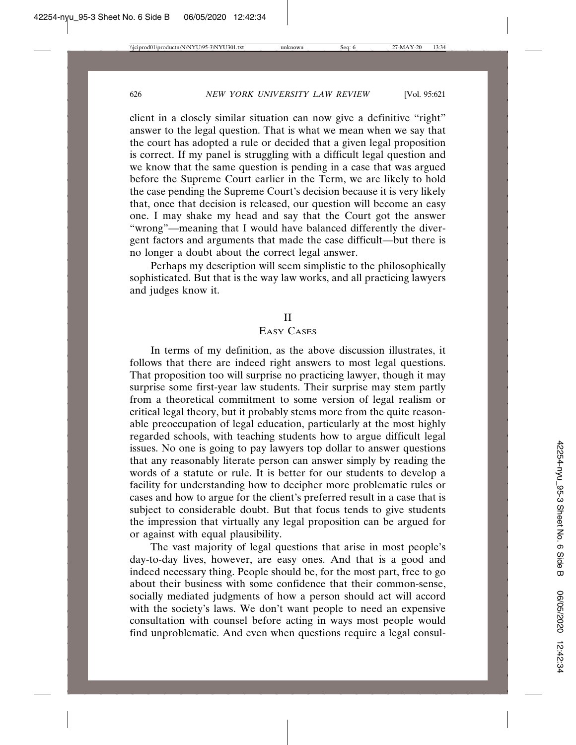client in a closely similar situation can now give a definitive "right" answer to the legal question. That is what we mean when we say that the court has adopted a rule or decided that a given legal proposition is correct. If my panel is struggling with a difficult legal question and we know that the same question is pending in a case that was argued before the Supreme Court earlier in the Term, we are likely to hold the case pending the Supreme Court's decision because it is very likely that, once that decision is released, our question will become an easy one. I may shake my head and say that the Court got the answer "wrong"—meaning that I would have balanced differently the divergent factors and arguments that made the case difficult—but there is no longer a doubt about the correct legal answer.

Perhaps my description will seem simplistic to the philosophically sophisticated. But that is the way law works, and all practicing lawyers and judges know it.

## II
## Easy Cases

In terms of my definition, as the above discussion illustrates, it follows that there are indeed right answers to most legal questions. That proposition too will surprise no practicing lawyer, though it may surprise some first-year law students. Their surprise may stem partly from a theoretical commitment to some version of legal realism or critical legal theory, but it probably stems more from the quite reasonable preoccupation of legal education, particularly at the most highly regarded schools, with teaching students how to argue difficult legal issues. No one is going to pay lawyers top dollar to answer questions that any reasonably literate person can answer simply by reading the words of a statute or rule. It is better for our students to develop a facility for understanding how to decipher more problematic rules or cases and how to argue for the client's preferred result in a case that is subject to considerable doubt. But that focus tends to give students the impression that virtually any legal proposition can be argued for or against with equal plausibility.

The vast majority of legal questions that arise in most people's day-to-day lives, however, are easy ones. And that is a good and indeed necessary thing. People should be, for the most part, free to go about their business with some confidence that their common-sense, socially mediated judgments of how a person should act will accord with the society's laws. We don't want people to need an expensive consultation with counsel before acting in ways most people would find unproblematic. And even when questions require a legal consul-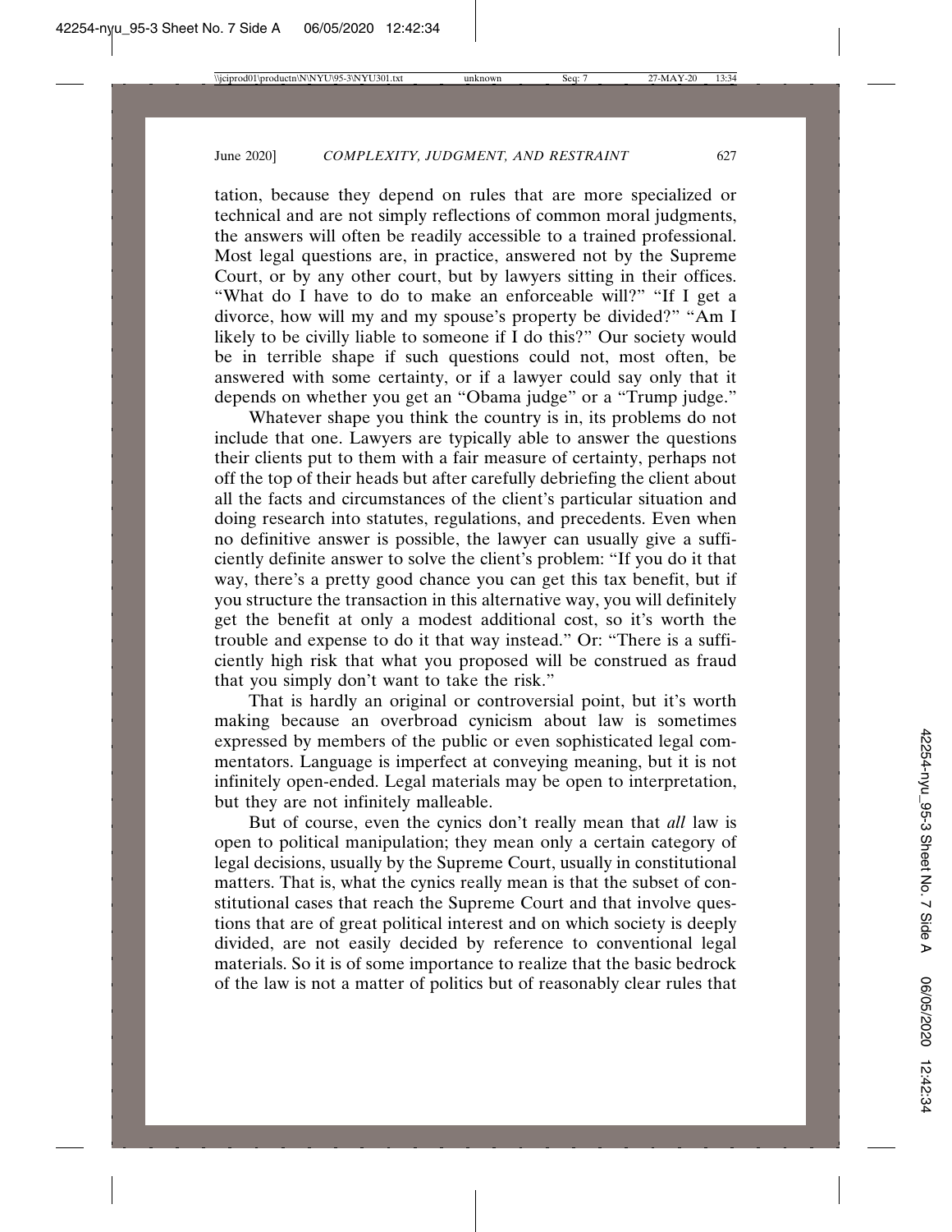tation, because they depend on rules that are more specialized or technical and are not simply reflections of common moral judgments, the answers will often be readily accessible to a trained professional. Most legal questions are, in practice, answered not by the Supreme Court, or by any other court, but by lawyers sitting in their offices. "What do I have to do to make an enforceable will?" "If I get a divorce, how will my and my spouse's property be divided?" "Am I likely to be civilly liable to someone if I do this?" Our society would be in terrible shape if such questions could not, most often, be answered with some certainty, or if a lawyer could say only that it depends on whether you get an "Obama judge" or a "Trump judge."

Whatever shape you think the country is in, its problems do not include that one. Lawyers are typically able to answer the questions their clients put to them with a fair measure of certainty, perhaps not off the top of their heads but after carefully debriefing the client about all the facts and circumstances of the client's particular situation and doing research into statutes, regulations, and precedents. Even when no definitive answer is possible, the lawyer can usually give a sufficiently definite answer to solve the client's problem: "If you do it that way, there's a pretty good chance you can get this tax benefit, but if you structure the transaction in this alternative way, you will definitely get the benefit at only a modest additional cost, so it's worth the trouble and expense to do it that way instead." Or: "There is a sufficiently high risk that what you proposed will be construed as fraud that you simply don't want to take the risk."

That is hardly an original or controversial point, but it's worth making because an overbroad cynicism about law is sometimes expressed by members of the public or even sophisticated legal commentators. Language is imperfect at conveying meaning, but it is not infinitely open-ended. Legal materials may be open to interpretation, but they are not infinitely malleable.

But of course, even the cynics don't really mean that *all* law is open to political manipulation; they mean only a certain category of legal decisions, usually by the Supreme Court, usually in constitutional matters. That is, what the cynics really mean is that the subset of constitutional cases that reach the Supreme Court and that involve questions that are of great political interest and on which society is deeply divided, are not easily decided by reference to conventional legal materials. So it is of some importance to realize that the basic bedrock of the law is not a matter of politics but of reasonably clear rules that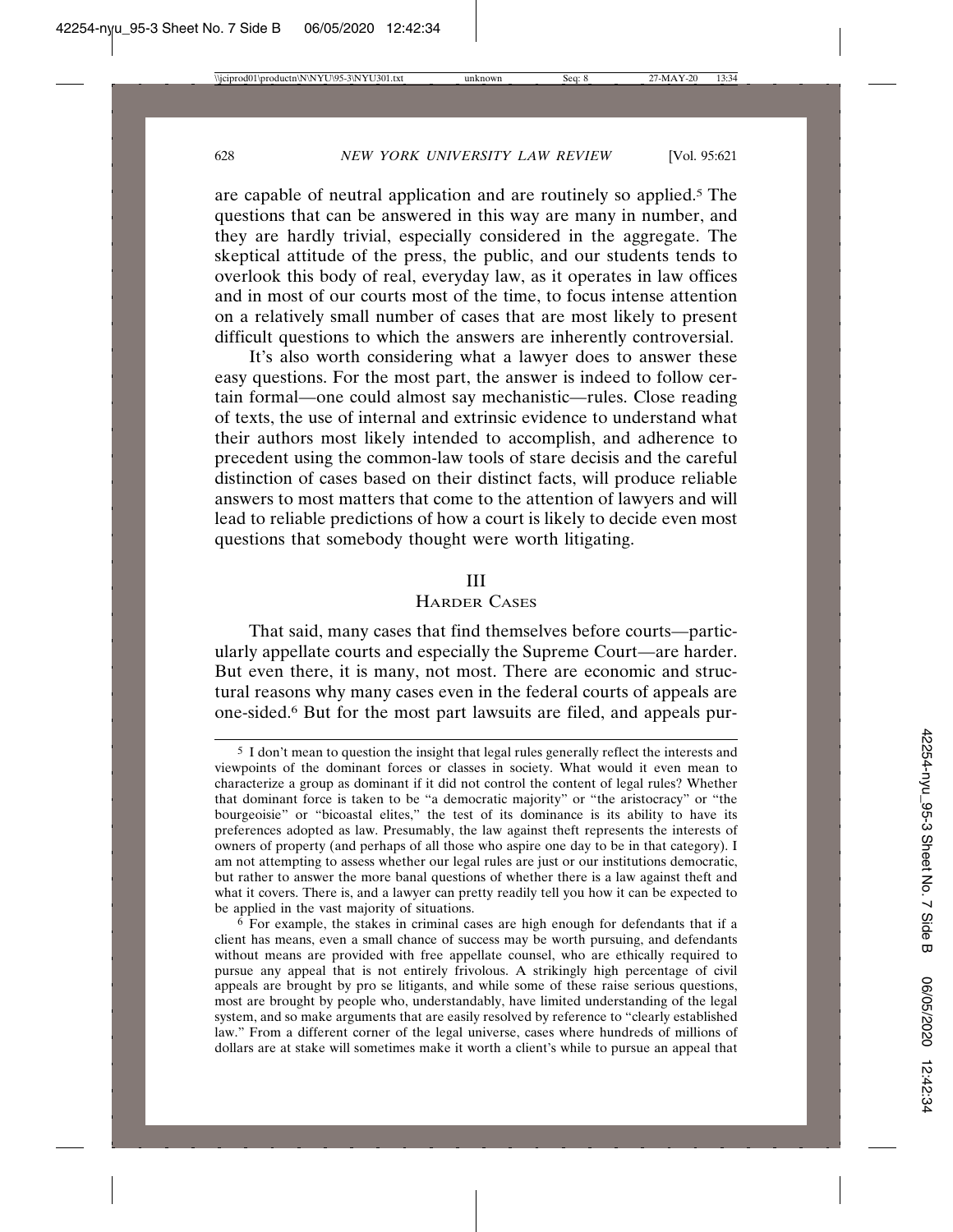are capable of neutral application and are routinely so applied.[5] The questions that can be answered in this way are many in number, and they are hardly trivial, especially considered in the aggregate. The skeptical attitude of the press, the public, and our students tends to overlook this body of real, everyday law, as it operates in law offices and in most of our courts most of the time, to focus intense attention on a relatively small number of cases that are most likely to present difficult questions to which the answers are inherently controversial.

It's also worth considering what a lawyer does to answer these easy questions. For the most part, the answer is indeed to follow certain formal—one could almost say mechanistic—rules. Close reading of texts, the use of internal and extrinsic evidence to understand what their authors most likely intended to accomplish, and adherence to precedent using the common-law tools of stare decisis and the careful distinction of cases based on their distinct facts, will produce reliable answers to most matters that come to the attention of lawyers and will lead to reliable predictions of how a court is likely to decide even most questions that somebody thought were worth litigating.

## III
## HARDER CASES

That said, many cases that find themselves before courts—particularly appellate courts and especially the Supreme Court—are harder. But even there, it is many, not most. There are economic and structural reasons why many cases even in the federal courts of appeals are one-sided.[6] But for the most part lawsuits are filed, and appeals pur-

[5] I don't mean to question the insight that legal rules generally reflect the interests and viewpoints of the dominant forces or classes in society. What would it even mean to characterize a group as dominant if it did not control the content of legal rules? Whether that dominant force is taken to be "a democratic majority" or "the aristocracy" or "the bourgeoisie" or "bicoastal elites," the test of its dominance is its ability to have its preferences adopted as law. Presumably, the law against theft represents the interests of owners of property (and perhaps of all those who aspire one day to be in that category). I am not attempting to assess whether our legal rules are just or our institutions democratic, but rather to answer the more banal questions of whether there is a law against theft and what it covers. There is, and a lawyer can pretty readily tell you how it can be expected to be applied in the vast majority of situations.

[6] For example, the stakes in criminal cases are high enough for defendants that if a client has means, even a small chance of success may be worth pursuing, and defendants without means are provided with free appellate counsel, who are ethically required to pursue any appeal that is not entirely frivolous. A strikingly high percentage of civil appeals are brought by pro se litigants, and while some of these raise serious questions, most are brought by people who, understandably, have limited understanding of the legal system, and so make arguments that are easily resolved by reference to "clearly established law." From a different corner of the legal universe, cases where hundreds of millions of dollars are at stake will sometimes make it worth a client's while to pursue an appeal that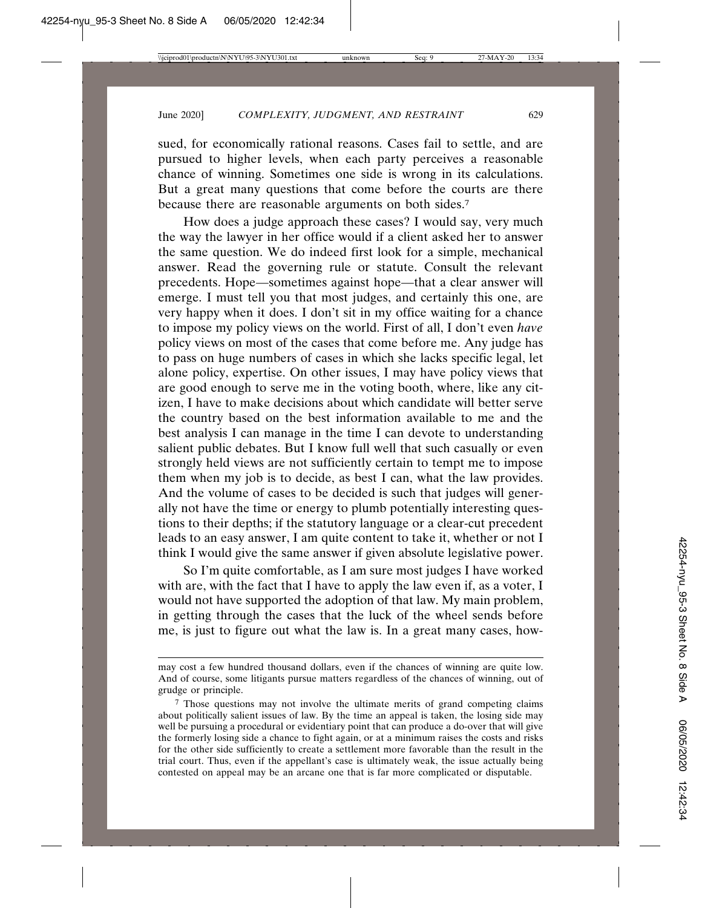sued, for economically rational reasons. Cases fail to settle, and are pursued to higher levels, when each party perceives a reasonable chance of winning. Sometimes one side is wrong in its calculations. But a great many questions that come before the courts are there because there are reasonable arguments on both sides.[7]

How does a judge approach these cases? I would say, very much the way the lawyer in her office would if a client asked her to answer the same question. We do indeed first look for a simple, mechanical answer. Read the governing rule or statute. Consult the relevant precedents. Hope—sometimes against hope—that a clear answer will emerge. I must tell you that most judges, and certainly this one, are very happy when it does. I don't sit in my office waiting for a chance to impose my policy views on the world. First of all, I don't even *have* policy views on most of the cases that come before me. Any judge has to pass on huge numbers of cases in which she lacks specific legal, let alone policy, expertise. On other issues, I may have policy views that are good enough to serve me in the voting booth, where, like any citizen, I have to make decisions about which candidate will better serve the country based on the best information available to me and the best analysis I can manage in the time I can devote to understanding salient public debates. But I know full well that such casually or even strongly held views are not sufficiently certain to tempt me to impose them when my job is to decide, as best I can, what the law provides. And the volume of cases to be decided is such that judges will generally not have the time or energy to plumb potentially interesting questions to their depths; if the statutory language or a clear-cut precedent leads to an easy answer, I am quite content to take it, whether or not I think I would give the same answer if given absolute legislative power.

So I'm quite comfortable, as I am sure most judges I have worked with are, with the fact that I have to apply the law even if, as a voter, I would not have supported the adoption of that law. My main problem, in getting through the cases that the luck of the wheel sends before me, is just to figure out what the law is. In a great many cases, how-

---

may cost a few hundred thousand dollars, even if the chances of winning are quite low. And of course, some litigants pursue matters regardless of the chances of winning, out of grudge or principle.

[7] Those questions may not involve the ultimate merits of grand competing claims about politically salient issues of law. By the time an appeal is taken, the losing side may well be pursuing a procedural or evidentiary point that can produce a do-over that will give the formerly losing side a chance to fight again, or at a minimum raises the costs and risks for the other side sufficiently to create a settlement more favorable than the result in the trial court. Thus, even if the appellant's case is ultimately weak, the issue actually being contested on appeal may be an arcane one that is far more complicated or disputable.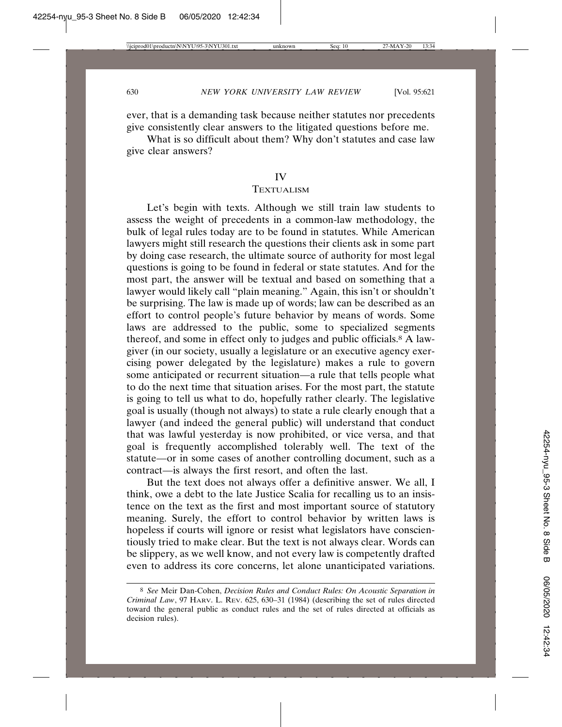ever, that is a demanding task because neither statutes nor precedents give consistently clear answers to the litigated questions before me.

What is so difficult about them? Why don't statutes and case law give clear answers?

## IV
## TEXTUALISM

Let's begin with texts. Although we still train law students to assess the weight of precedents in a common-law methodology, the bulk of legal rules today are to be found in statutes. While American lawyers might still research the questions their clients ask in some part by doing case research, the ultimate source of authority for most legal questions is going to be found in federal or state statutes. And for the most part, the answer will be textual and based on something that a lawyer would likely call "plain meaning." Again, this isn't or shouldn't be surprising. The law is made up of words; law can be described as an effort to control people's future behavior by means of words. Some laws are addressed to the public, some to specialized segments thereof, and some in effect only to judges and public officials.[8] A lawgiver (in our society, usually a legislature or an executive agency exercising power delegated by the legislature) makes a rule to govern some anticipated or recurrent situation—a rule that tells people what to do the next time that situation arises. For the most part, the statute is going to tell us what to do, hopefully rather clearly. The legislative goal is usually (though not always) to state a rule clearly enough that a lawyer (and indeed the general public) will understand that conduct that was lawful yesterday is now prohibited, or vice versa, and that goal is frequently accomplished tolerably well. The text of the statute—or in some cases of another controlling document, such as a contract—is always the first resort, and often the last.

But the text does not always offer a definitive answer. We all, I think, owe a debt to the late Justice Scalia for recalling us to an insistence on the text as the first and most important source of statutory meaning. Surely, the effort to control behavior by written laws is hopeless if courts will ignore or resist what legislators have conscientiously tried to make clear. But the text is not always clear. Words can be slippery, as we well know, and not every law is competently drafted even to address its core concerns, let alone unanticipated variations.

---

[8] *See* Meir Dan-Cohen, *Decision Rules and Conduct Rules: On Acoustic Separation in Criminal Law*, 97 HARV. L. REV. 625, 630–31 (1984) (describing the set of rules directed toward the general public as conduct rules and the set of rules directed at officials as decision rules).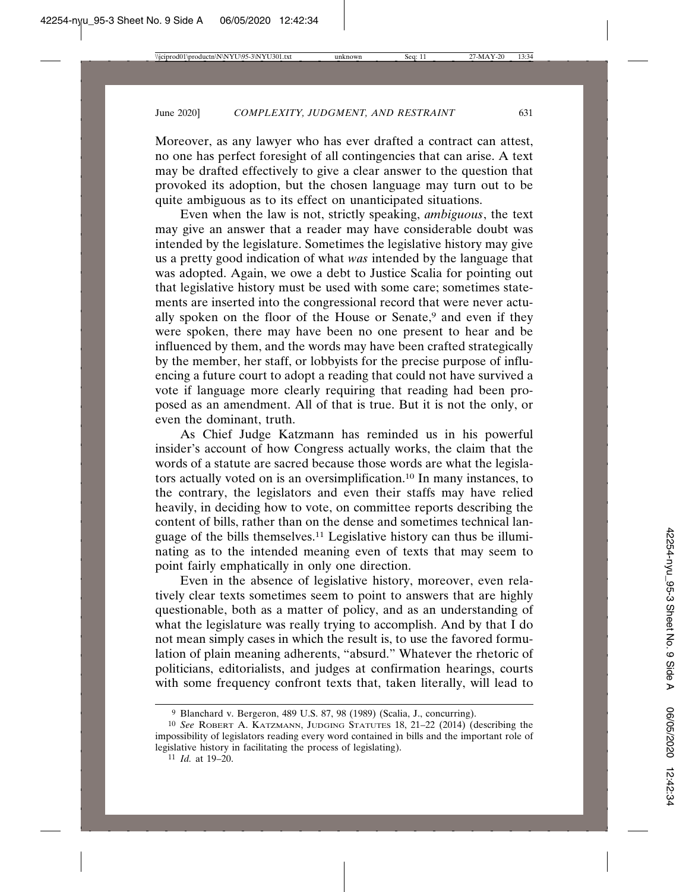Moreover, as any lawyer who has ever drafted a contract can attest, no one has perfect foresight of all contingencies that can arise. A text may be drafted effectively to give a clear answer to the question that provoked its adoption, but the chosen language may turn out to be quite ambiguous as to its effect on unanticipated situations.

Even when the law is not, strictly speaking, *ambiguous*, the text may give an answer that a reader may have considerable doubt was intended by the legislature. Sometimes the legislative history may give us a pretty good indication of what *was* intended by the language that was adopted. Again, we owe a debt to Justice Scalia for pointing out that legislative history must be used with some care; sometimes statements are inserted into the congressional record that were never actually spoken on the floor of the House or Senate,[9] and even if they were spoken, there may have been no one present to hear and be influenced by them, and the words may have been crafted strategically by the member, her staff, or lobbyists for the precise purpose of influencing a future court to adopt a reading that could not have survived a vote if language more clearly requiring that reading had been proposed as an amendment. All of that is true. But it is not the only, or even the dominant, truth.

As Chief Judge Katzmann has reminded us in his powerful insider's account of how Congress actually works, the claim that the words of a statute are sacred because those words are what the legislators actually voted on is an oversimplification.[10] In many instances, to the contrary, the legislators and even their staffs may have relied heavily, in deciding how to vote, on committee reports describing the content of bills, rather than on the dense and sometimes technical language of the bills themselves.[11] Legislative history can thus be illuminating as to the intended meaning even of texts that may seem to point fairly emphatically in only one direction.

Even in the absence of legislative history, moreover, even relatively clear texts sometimes seem to point to answers that are highly questionable, both as a matter of policy, and as an understanding of what the legislature was really trying to accomplish. And by that I do not mean simply cases in which the result is, to use the favored formulation of plain meaning adherents, "absurd." Whatever the rhetoric of politicians, editorialists, and judges at confirmation hearings, courts with some frequency confront texts that, taken literally, will lead to

---

[9] Blanchard v. Bergeron, 489 U.S. 87, 98 (1989) (Scalia, J., concurring).

[10] *See* ROBERT A. KATZMANN, JUDGING STATUTES 18, 21–22 (2014) (describing the impossibility of legislators reading every word contained in bills and the important role of legislative history in facilitating the process of legislating).

[11] *Id.* at 19–20.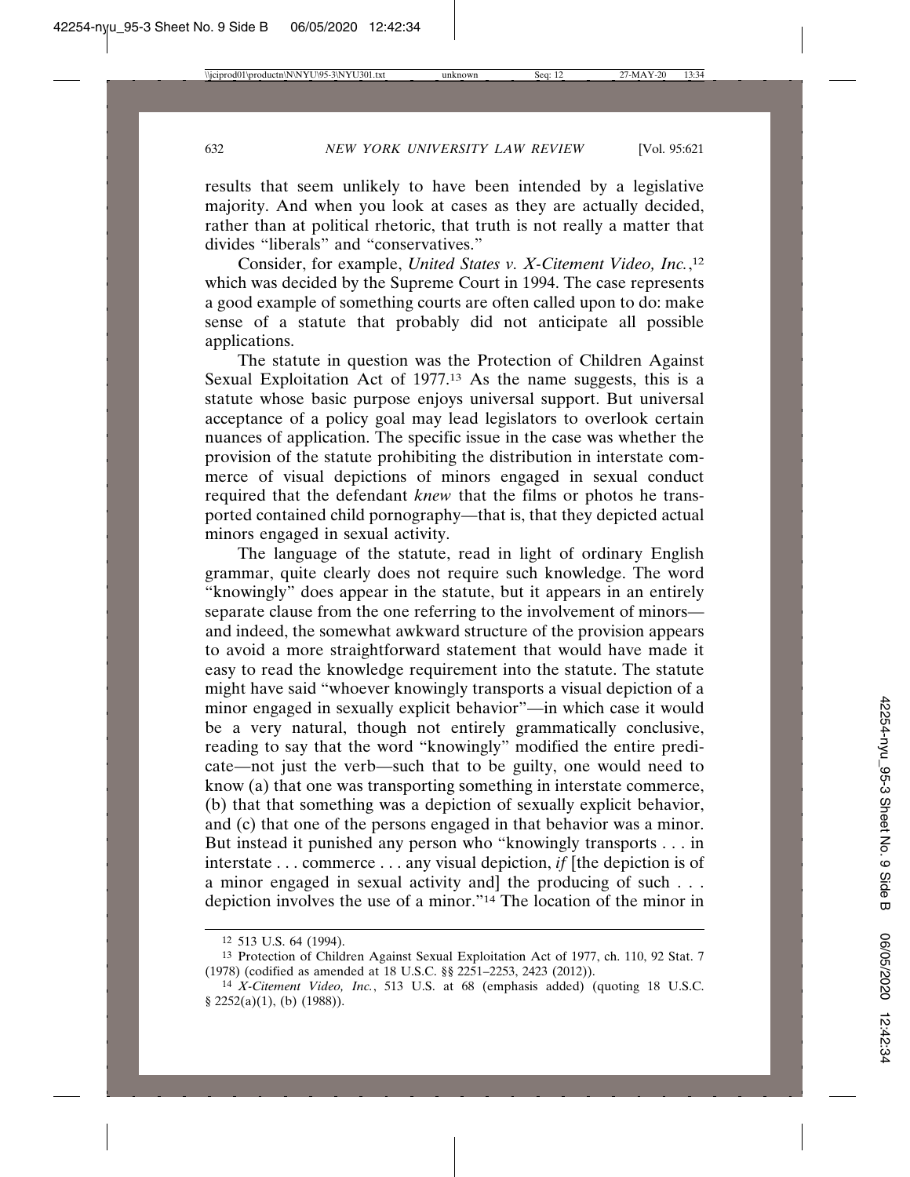results that seem unlikely to have been intended by a legislative majority. And when you look at cases as they are actually decided, rather than at political rhetoric, that truth is not really a matter that divides "liberals" and "conservatives."

Consider, for example, *United States v. X-Citement Video, Inc.*,[12] which was decided by the Supreme Court in 1994. The case represents a good example of something courts are often called upon to do: make sense of a statute that probably did not anticipate all possible applications.

The statute in question was the Protection of Children Against Sexual Exploitation Act of 1977.[13] As the name suggests, this is a statute whose basic purpose enjoys universal support. But universal acceptance of a policy goal may lead legislators to overlook certain nuances of application. The specific issue in the case was whether the provision of the statute prohibiting the distribution in interstate commerce of visual depictions of minors engaged in sexual conduct required that the defendant *knew* that the films or photos he transported contained child pornography—that is, that they depicted actual minors engaged in sexual activity.

The language of the statute, read in light of ordinary English grammar, quite clearly does not require such knowledge. The word "knowingly" does appear in the statute, but it appears in an entirely separate clause from the one referring to the involvement of minors—and indeed, the somewhat awkward structure of the provision appears to avoid a more straightforward statement that would have made it easy to read the knowledge requirement into the statute. The statute might have said "whoever knowingly transports a visual depiction of a minor engaged in sexually explicit behavior"—in which case it would be a very natural, though not entirely grammatically conclusive, reading to say that the word "knowingly" modified the entire predicate—not just the verb—such that to be guilty, one would need to know (a) that one was transporting something in interstate commerce, (b) that that something was a depiction of sexually explicit behavior, and (c) that one of the persons engaged in that behavior was a minor. But instead it punished any person who "knowingly transports . . . in interstate . . . commerce . . . any visual depiction, *if* [the depiction is of a minor engaged in sexual activity and] the producing of such . . . depiction involves the use of a minor."[14] The location of the minor in

---

[12] 513 U.S. 64 (1994).

[13] Protection of Children Against Sexual Exploitation Act of 1977, ch. 110, 92 Stat. 7 (1978) (codified as amended at 18 U.S.C. §§ 2251–2253, 2423 (2012)).

[14] *X-Citement Video, Inc.*, 513 U.S. at 68 (emphasis added) (quoting 18 U.S.C. § 2252(a)(1), (b) (1988)).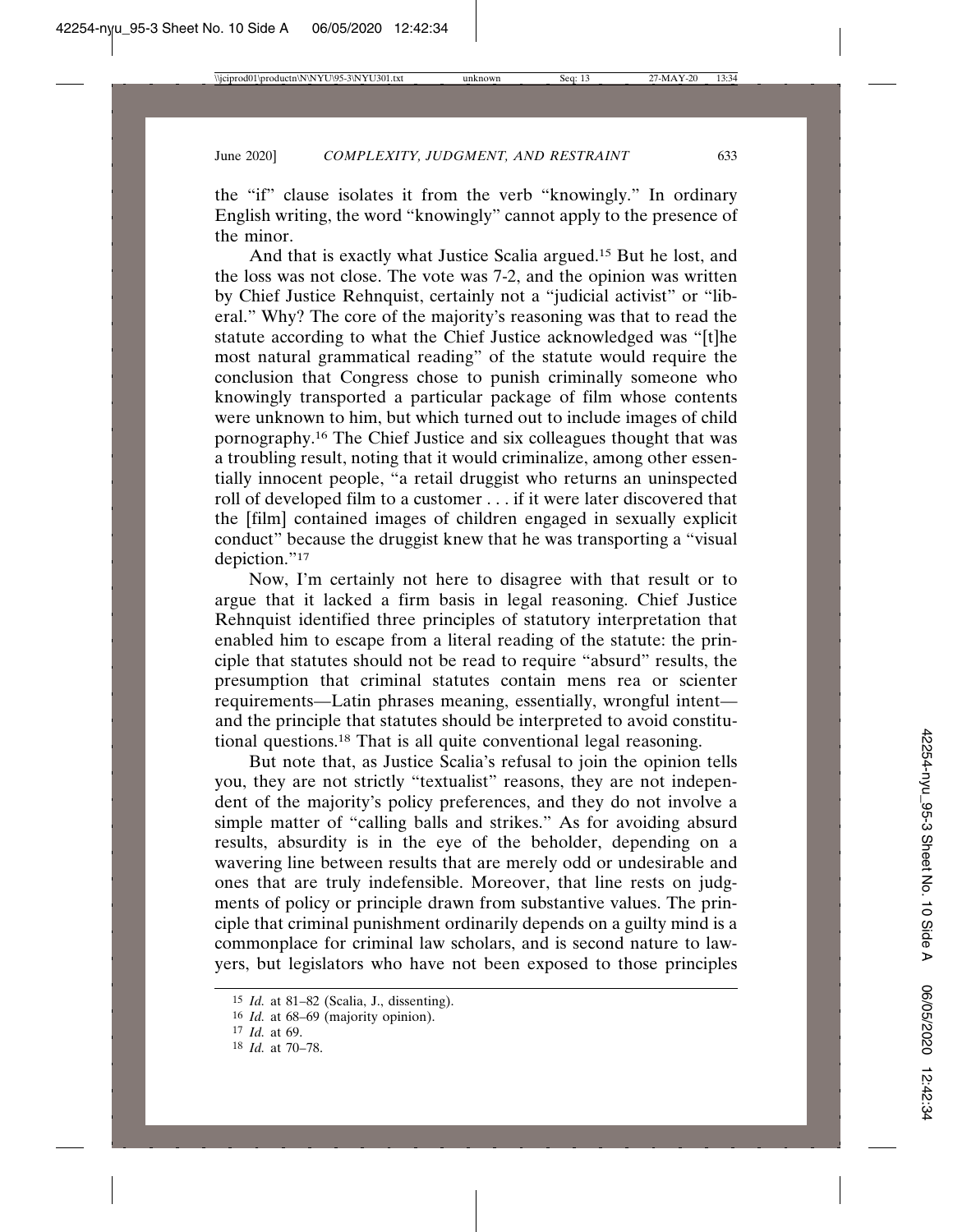the "if" clause isolates it from the verb "knowingly." In ordinary English writing, the word "knowingly" cannot apply to the presence of the minor.

And that is exactly what Justice Scalia argued.[15] But he lost, and the loss was not close. The vote was 7-2, and the opinion was written by Chief Justice Rehnquist, certainly not a "judicial activist" or "liberal." Why? The core of the majority's reasoning was that to read the statute according to what the Chief Justice acknowledged was "[t]he most natural grammatical reading" of the statute would require the conclusion that Congress chose to punish criminally someone who knowingly transported a particular package of film whose contents were unknown to him, but which turned out to include images of child pornography.[16] The Chief Justice and six colleagues thought that was a troubling result, noting that it would criminalize, among other essentially innocent people, "a retail druggist who returns an uninspected roll of developed film to a customer . . . if it were later discovered that the [film] contained images of children engaged in sexually explicit conduct" because the druggist knew that he was transporting a "visual depiction."[17]

Now, I'm certainly not here to disagree with that result or to argue that it lacked a firm basis in legal reasoning. Chief Justice Rehnquist identified three principles of statutory interpretation that enabled him to escape from a literal reading of the statute: the principle that statutes should not be read to require "absurd" results, the presumption that criminal statutes contain mens rea or scienter requirements—Latin phrases meaning, essentially, wrongful intent—and the principle that statutes should be interpreted to avoid constitutional questions.[18] That is all quite conventional legal reasoning.

But note that, as Justice Scalia's refusal to join the opinion tells you, they are not strictly "textualist" reasons, they are not independent of the majority's policy preferences, and they do not involve a simple matter of "calling balls and strikes." As for avoiding absurd results, absurdity is in the eye of the beholder, depending on a wavering line between results that are merely odd or undesirable and ones that are truly indefensible. Moreover, that line rests on judgments of policy or principle drawn from substantive values. The principle that criminal punishment ordinarily depends on a guilty mind is a commonplace for criminal law scholars, and is second nature to lawyers, but legislators who have not been exposed to those principles

---

[15] *Id.* at 81–82 (Scalia, J., dissenting).

[16] *Id.* at 68–69 (majority opinion).

[17] *Id.* at 69.

[18] *Id.* at 70–78.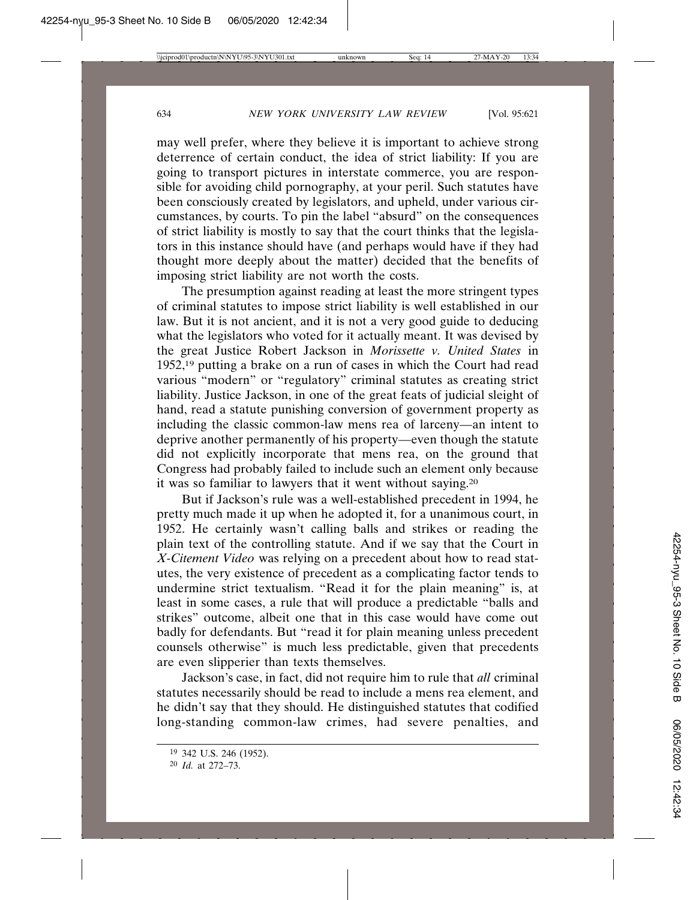may well prefer, where they believe it is important to achieve strong deterrence of certain conduct, the idea of strict liability: If you are going to transport pictures in interstate commerce, you are responsible for avoiding child pornography, at your peril. Such statutes have been consciously created by legislators, and upheld, under various circumstances, by courts. To pin the label "absurd" on the consequences of strict liability is mostly to say that the court thinks that the legislators in this instance should have (and perhaps would have if they had thought more deeply about the matter) decided that the benefits of imposing strict liability are not worth the costs.

The presumption against reading at least the more stringent types of criminal statutes to impose strict liability is well established in our law. But it is not ancient, and it is not a very good guide to deducing what the legislators who voted for it actually meant. It was devised by the great Justice Robert Jackson in *Morissette v. United States* in 1952,[19] putting a brake on a run of cases in which the Court had read various "modern" or "regulatory" criminal statutes as creating strict liability. Justice Jackson, in one of the great feats of judicial sleight of hand, read a statute punishing conversion of government property as including the classic common-law mens rea of larceny—an intent to deprive another permanently of his property—even though the statute did not explicitly incorporate that mens rea, on the ground that Congress had probably failed to include such an element only because it was so familiar to lawyers that it went without saying.[20]

But if Jackson's rule was a well-established precedent in 1994, he pretty much made it up when he adopted it, for a unanimous court, in 1952. He certainly wasn't calling balls and strikes or reading the plain text of the controlling statute. And if we say that the Court in *X-Citement Video* was relying on a precedent about how to read statutes, the very existence of precedent as a complicating factor tends to undermine strict textualism. "Read it for the plain meaning" is, at least in some cases, a rule that will produce a predictable "balls and strikes" outcome, albeit one that in this case would have come out badly for defendants. But "read it for plain meaning unless precedent counsels otherwise" is much less predictable, given that precedents are even slipperier than texts themselves.

Jackson's case, in fact, did not require him to rule that *all* criminal statutes necessarily should be read to include a mens rea element, and he didn't say that they should. He distinguished statutes that codified long-standing common-law crimes, had severe penalties, and

---

[19] 342 U.S. 246 (1952).

[20] *Id.* at 272–73.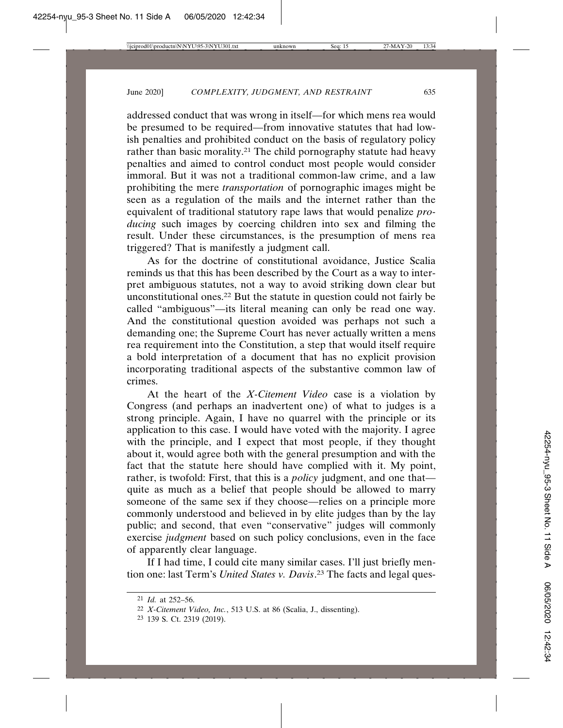addressed conduct that was wrong in itself—for which mens rea would be presumed to be required—from innovative statutes that had low-ish penalties and prohibited conduct on the basis of regulatory policy rather than basic morality.[21] The child pornography statute had heavy penalties and aimed to control conduct most people would consider immoral. But it was not a traditional common-law crime, and a law prohibiting the mere *transportation* of pornographic images might be seen as a regulation of the mails and the internet rather than the equivalent of traditional statutory rape laws that would penalize *producing* such images by coercing children into sex and filming the result. Under these circumstances, is the presumption of mens rea triggered? That is manifestly a judgment call.

As for the doctrine of constitutional avoidance, Justice Scalia reminds us that this has been described by the Court as a way to interpret ambiguous statutes, not a way to avoid striking down clear but unconstitutional ones.[22] But the statute in question could not fairly be called "ambiguous"—its literal meaning can only be read one way. And the constitutional question avoided was perhaps not such a demanding one; the Supreme Court has never actually written a mens rea requirement into the Constitution, a step that would itself require a bold interpretation of a document that has no explicit provision incorporating traditional aspects of the substantive common law of crimes.

At the heart of the *X-Citement Video* case is a violation by Congress (and perhaps an inadvertent one) of what to judges is a strong principle. Again, I have no quarrel with the principle or its application to this case. I would have voted with the majority. I agree with the principle, and I expect that most people, if they thought about it, would agree both with the general presumption and with the fact that the statute here should have complied with it. My point, rather, is twofold: First, that this is a *policy* judgment, and one that—quite as much as a belief that people should be allowed to marry someone of the same sex if they choose—relies on a principle more commonly understood and believed in by elite judges than by the lay public; and second, that even "conservative" judges will commonly exercise *judgment* based on such policy conclusions, even in the face of apparently clear language.

If I had time, I could cite many similar cases. I'll just briefly mention one: last Term's *United States v. Davis*.[23] The facts and legal ques-

---

[21] *Id.* at 252–56.

[22] *X-Citement Video, Inc.*, 513 U.S. at 86 (Scalia, J., dissenting).

[23] 139 S. Ct. 2319 (2019).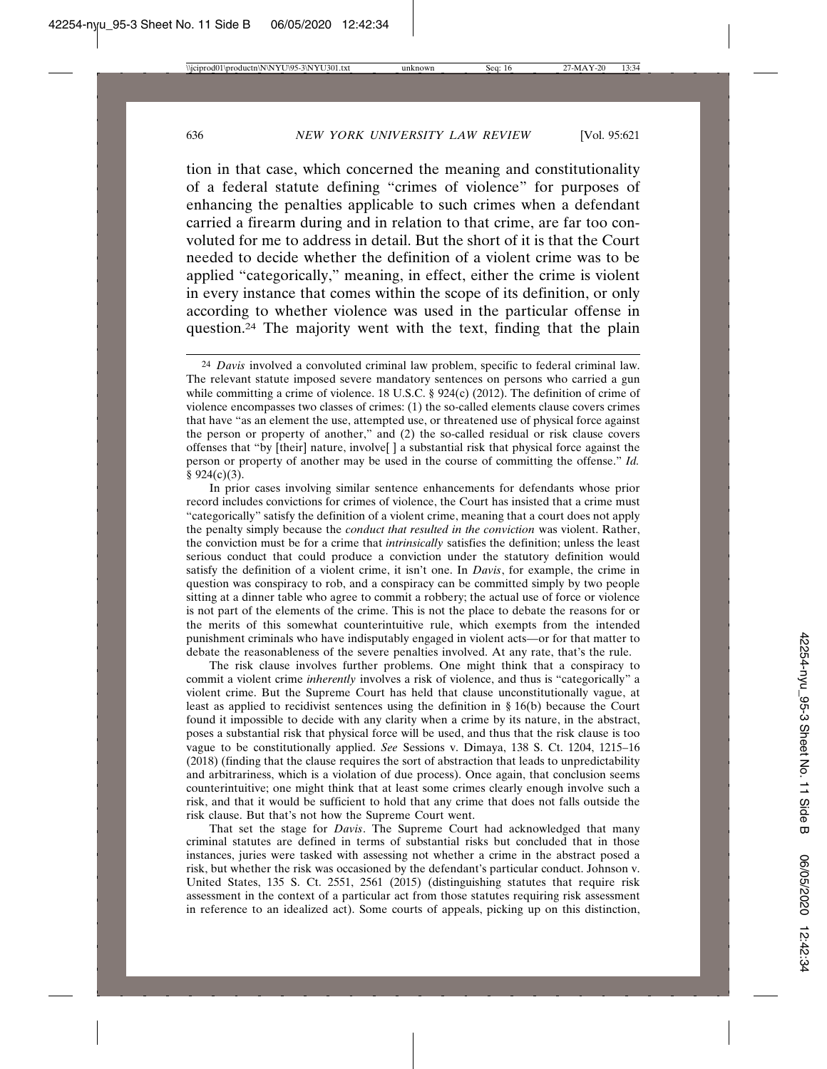tion in that case, which concerned the meaning and constitutionality of a federal statute defining "crimes of violence" for purposes of enhancing the penalties applicable to such crimes when a defendant carried a firearm during and in relation to that crime, are far too convoluted for me to address in detail. But the short of it is that the Court needed to decide whether the definition of a violent crime was to be applied "categorically," meaning, in effect, either the crime is violent in every instance that comes within the scope of its definition, or only according to whether violence was used in the particular offense in question.[24] The majority went with the text, finding that the plain

---

[24] *Davis* involved a convoluted criminal law problem, specific to federal criminal law. The relevant statute imposed severe mandatory sentences on persons who carried a gun while committing a crime of violence. 18 U.S.C. § 924(c) (2012). The definition of crime of violence encompasses two classes of crimes: (1) the so-called elements clause covers crimes that have "as an element the use, attempted use, or threatened use of physical force against the person or property of another," and (2) the so-called residual or risk clause covers offenses that "by [their] nature, involve[ ] a substantial risk that physical force against the person or property of another may be used in the course of committing the offense." *Id.* § 924(c)(3).

In prior cases involving similar sentence enhancements for defendants whose prior record includes convictions for crimes of violence, the Court has insisted that a crime must "categorically" satisfy the definition of a violent crime, meaning that a court does not apply the penalty simply because the *conduct that resulted in the conviction* was violent. Rather, the conviction must be for a crime that *intrinsically* satisfies the definition; unless the least serious conduct that could produce a conviction under the statutory definition would satisfy the definition of a violent crime, it isn't one. In *Davis*, for example, the crime in question was conspiracy to rob, and a conspiracy can be committed simply by two people sitting at a dinner table who agree to commit a robbery; the actual use of force or violence is not part of the elements of the crime. This is not the place to debate the reasons for or the merits of this somewhat counterintuitive rule, which exempts from the intended punishment criminals who have indisputably engaged in violent acts—or for that matter to debate the reasonableness of the severe penalties involved. At any rate, that's the rule.

The risk clause involves further problems. One might think that a conspiracy to commit a violent crime *inherently* involves a risk of violence, and thus is "categorically" a violent crime. But the Supreme Court has held that clause unconstitutionally vague, at least as applied to recidivist sentences using the definition in § 16(b) because the Court found it impossible to decide with any clarity when a crime by its nature, in the abstract, poses a substantial risk that physical force will be used, and thus that the risk clause is too vague to be constitutionally applied. *See* Sessions v. Dimaya, 138 S. Ct. 1204, 1215–16 (2018) (finding that the clause requires the sort of abstraction that leads to unpredictability and arbitrariness, which is a violation of due process). Once again, that conclusion seems counterintuitive; one might think that at least some crimes clearly enough involve such a risk, and that it would be sufficient to hold that any crime that does not falls outside the risk clause. But that's not how the Supreme Court went.

That set the stage for *Davis*. The Supreme Court had acknowledged that many criminal statutes are defined in terms of substantial risks but concluded that in those instances, juries were tasked with assessing not whether a crime in the abstract posed a risk, but whether the risk was occasioned by the defendant's particular conduct. Johnson v. United States, 135 S. Ct. 2551, 2561 (2015) (distinguishing statutes that require risk assessment in the context of a particular act from those statutes requiring risk assessment in reference to an idealized act). Some courts of appeals, picking up on this distinction,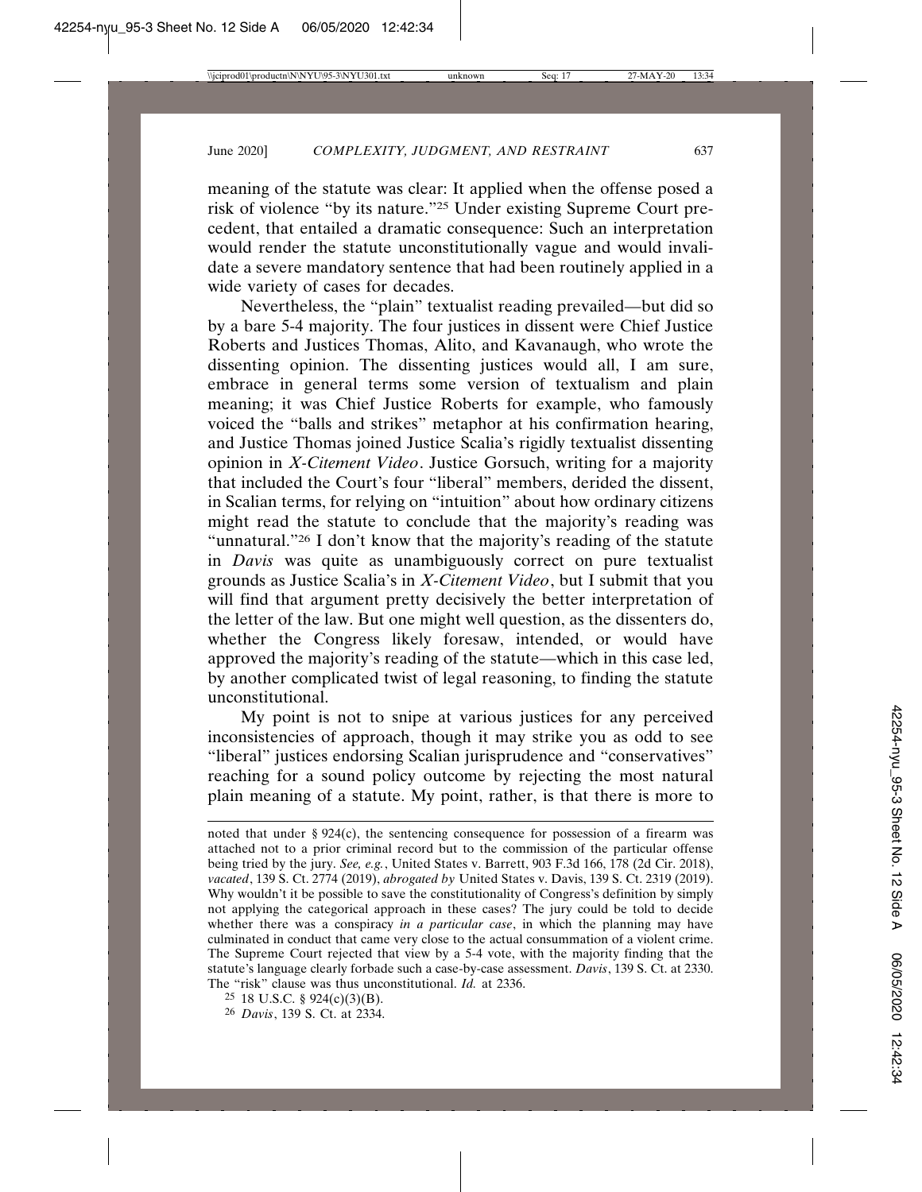meaning of the statute was clear: It applied when the offense posed a risk of violence "by its nature."[25] Under existing Supreme Court precedent, that entailed a dramatic consequence: Such an interpretation would render the statute unconstitutionally vague and would invalidate a severe mandatory sentence that had been routinely applied in a wide variety of cases for decades.

Nevertheless, the "plain" textualist reading prevailed—but did so by a bare 5-4 majority. The four justices in dissent were Chief Justice Roberts and Justices Thomas, Alito, and Kavanaugh, who wrote the dissenting opinion. The dissenting justices would all, I am sure, embrace in general terms some version of textualism and plain meaning; it was Chief Justice Roberts for example, who famously voiced the "balls and strikes" metaphor at his confirmation hearing, and Justice Thomas joined Justice Scalia's rigidly textualist dissenting opinion in *X-Citement Video*. Justice Gorsuch, writing for a majority that included the Court's four "liberal" members, derided the dissent, in Scalian terms, for relying on "intuition" about how ordinary citizens might read the statute to conclude that the majority's reading was "unnatural."[26] I don't know that the majority's reading of the statute in *Davis* was quite as unambiguously correct on pure textualist grounds as Justice Scalia's in *X-Citement Video*, but I submit that you will find that argument pretty decisively the better interpretation of the letter of the law. But one might well question, as the dissenters do, whether the Congress likely foresaw, intended, or would have approved the majority's reading of the statute—which in this case led, by another complicated twist of legal reasoning, to finding the statute unconstitutional.

My point is not to snipe at various justices for any perceived inconsistencies of approach, though it may strike you as odd to see "liberal" justices endorsing Scalian jurisprudence and "conservatives" reaching for a sound policy outcome by rejecting the most natural plain meaning of a statute. My point, rather, is that there is more to

---

noted that under § 924(c), the sentencing consequence for possession of a firearm was attached not to a prior criminal record but to the commission of the particular offense being tried by the jury. *See, e.g.*, United States v. Barrett, 903 F.3d 166, 178 (2d Cir. 2018), *vacated*, 139 S. Ct. 2774 (2019), *abrogated by* United States v. Davis, 139 S. Ct. 2319 (2019). Why wouldn't it be possible to save the constitutionality of Congress's definition by simply not applying the categorical approach in these cases? The jury could be told to decide whether there was a conspiracy *in a particular case*, in which the planning may have culminated in conduct that came very close to the actual consummation of a violent crime. The Supreme Court rejected that view by a 5-4 vote, with the majority finding that the statute's language clearly forbade such a case-by-case assessment. *Davis*, 139 S. Ct. at 2330. The "risk" clause was thus unconstitutional. *Id.* at 2336.

[25] 18 U.S.C. § 924(c)(3)(B).

[26] *Davis*, 139 S. Ct. at 2334.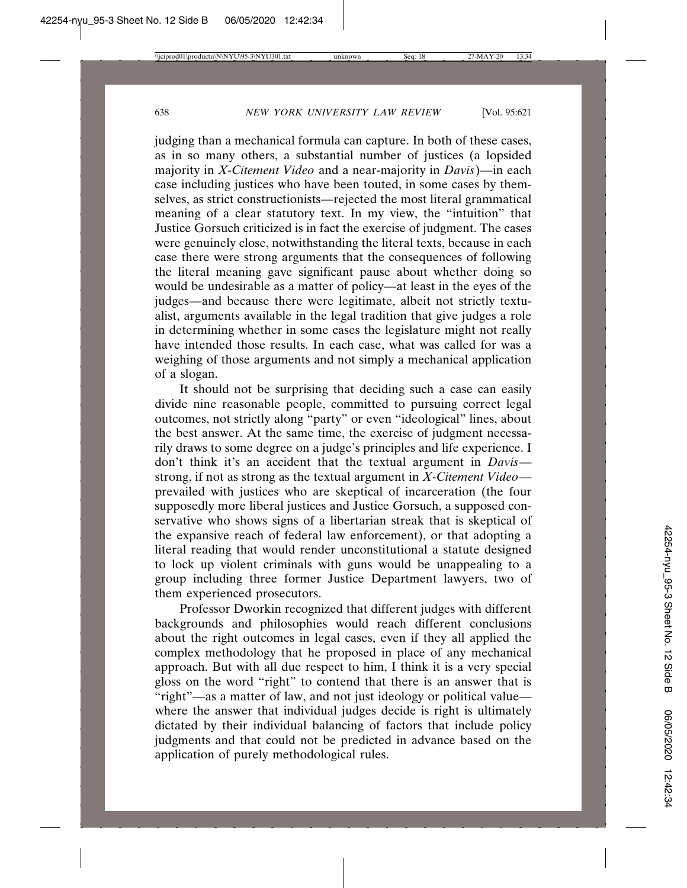judging than a mechanical formula can capture. In both of these cases, as in so many others, a substantial number of justices (a lopsided majority in *X-Citement Video* and a near-majority in *Davis*)—in each case including justices who have been touted, in some cases by themselves, as strict constructionists—rejected the most literal grammatical meaning of a clear statutory text. In my view, the "intuition" that Justice Gorsuch criticized is in fact the exercise of judgment. The cases were genuinely close, notwithstanding the literal texts, because in each case there were strong arguments that the consequences of following the literal meaning gave significant pause about whether doing so would be undesirable as a matter of policy—at least in the eyes of the judges—and because there were legitimate, albeit not strictly textualist, arguments available in the legal tradition that give judges a role in determining whether in some cases the legislature might not really have intended those results. In each case, what was called for was a weighing of those arguments and not simply a mechanical application of a slogan.

It should not be surprising that deciding such a case can easily divide nine reasonable people, committed to pursuing correct legal outcomes, not strictly along "party" or even "ideological" lines, about the best answer. At the same time, the exercise of judgment necessarily draws to some degree on a judge's principles and life experience. I don't think it's an accident that the textual argument in *Davis*—strong, if not as strong as the textual argument in *X-Citement Video*—prevailed with justices who are skeptical of incarceration (the four supposedly more liberal justices and Justice Gorsuch, a supposed conservative who shows signs of a libertarian streak that is skeptical of the expansive reach of federal law enforcement), or that adopting a literal reading that would render unconstitutional a statute designed to lock up violent criminals with guns would be unappealing to a group including three former Justice Department lawyers, two of them experienced prosecutors.

Professor Dworkin recognized that different judges with different backgrounds and philosophies would reach different conclusions about the right outcomes in legal cases, even if they all applied the complex methodology that he proposed in place of any mechanical approach. But with all due respect to him, I think it is a very special gloss on the word "right" to contend that there is an answer that is "right"—as a matter of law, and not just ideology or political value—where the answer that individual judges decide is right is ultimately dictated by their individual balancing of factors that include policy judgments and that could not be predicted in advance based on the application of purely methodological rules.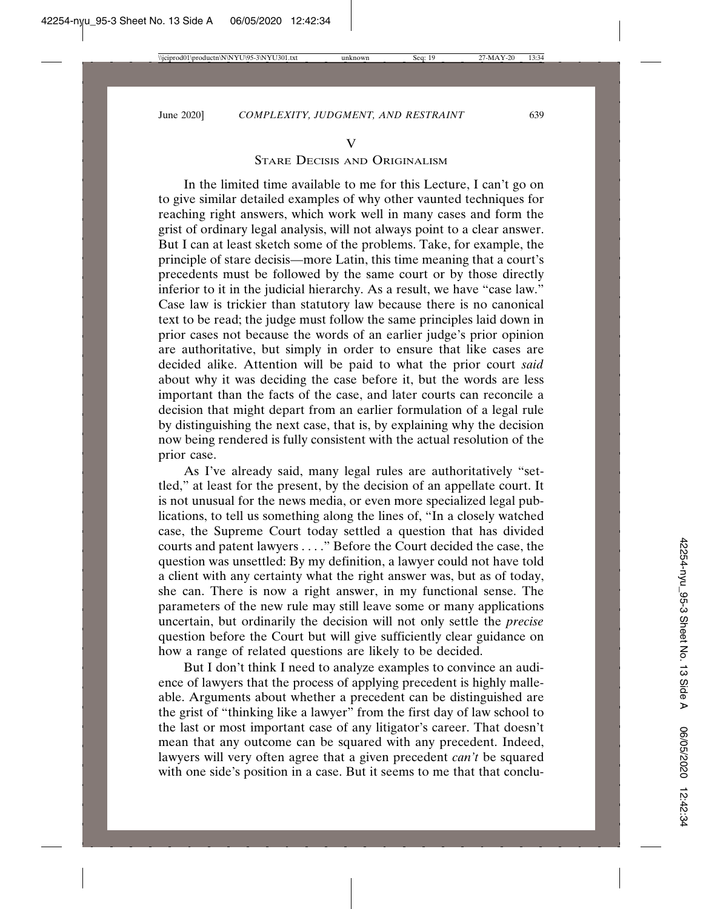## V
## Stare Decisis and Originalism

In the limited time available to me for this Lecture, I can't go on to give similar detailed examples of why other vaunted techniques for reaching right answers, which work well in many cases and form the grist of ordinary legal analysis, will not always point to a clear answer. But I can at least sketch some of the problems. Take, for example, the principle of stare decisis—more Latin, this time meaning that a court's precedents must be followed by the same court or by those directly inferior to it in the judicial hierarchy. As a result, we have "case law." Case law is trickier than statutory law because there is no canonical text to be read; the judge must follow the same principles laid down in prior cases not because the words of an earlier judge's prior opinion are authoritative, but simply in order to ensure that like cases are decided alike. Attention will be paid to what the prior court *said* about why it was deciding the case before it, but the words are less important than the facts of the case, and later courts can reconcile a decision that might depart from an earlier formulation of a legal rule by distinguishing the next case, that is, by explaining why the decision now being rendered is fully consistent with the actual resolution of the prior case.

As I've already said, many legal rules are authoritatively "settled," at least for the present, by the decision of an appellate court. It is not unusual for the news media, or even more specialized legal publications, to tell us something along the lines of, "In a closely watched case, the Supreme Court today settled a question that has divided courts and patent lawyers . . . ." Before the Court decided the case, the question was unsettled: By my definition, a lawyer could not have told a client with any certainty what the right answer was, but as of today, she can. There is now a right answer, in my functional sense. The parameters of the new rule may still leave some or many applications uncertain, but ordinarily the decision will not only settle the *precise* question before the Court but will give sufficiently clear guidance on how a range of related questions are likely to be decided.

But I don't think I need to analyze examples to convince an audience of lawyers that the process of applying precedent is highly malleable. Arguments about whether a precedent can be distinguished are the grist of "thinking like a lawyer" from the first day of law school to the last or most important case of any litigator's career. That doesn't mean that any outcome can be squared with any precedent. Indeed, lawyers will very often agree that a given precedent *can't* be squared with one side's position in a case. But it seems to me that that conclu-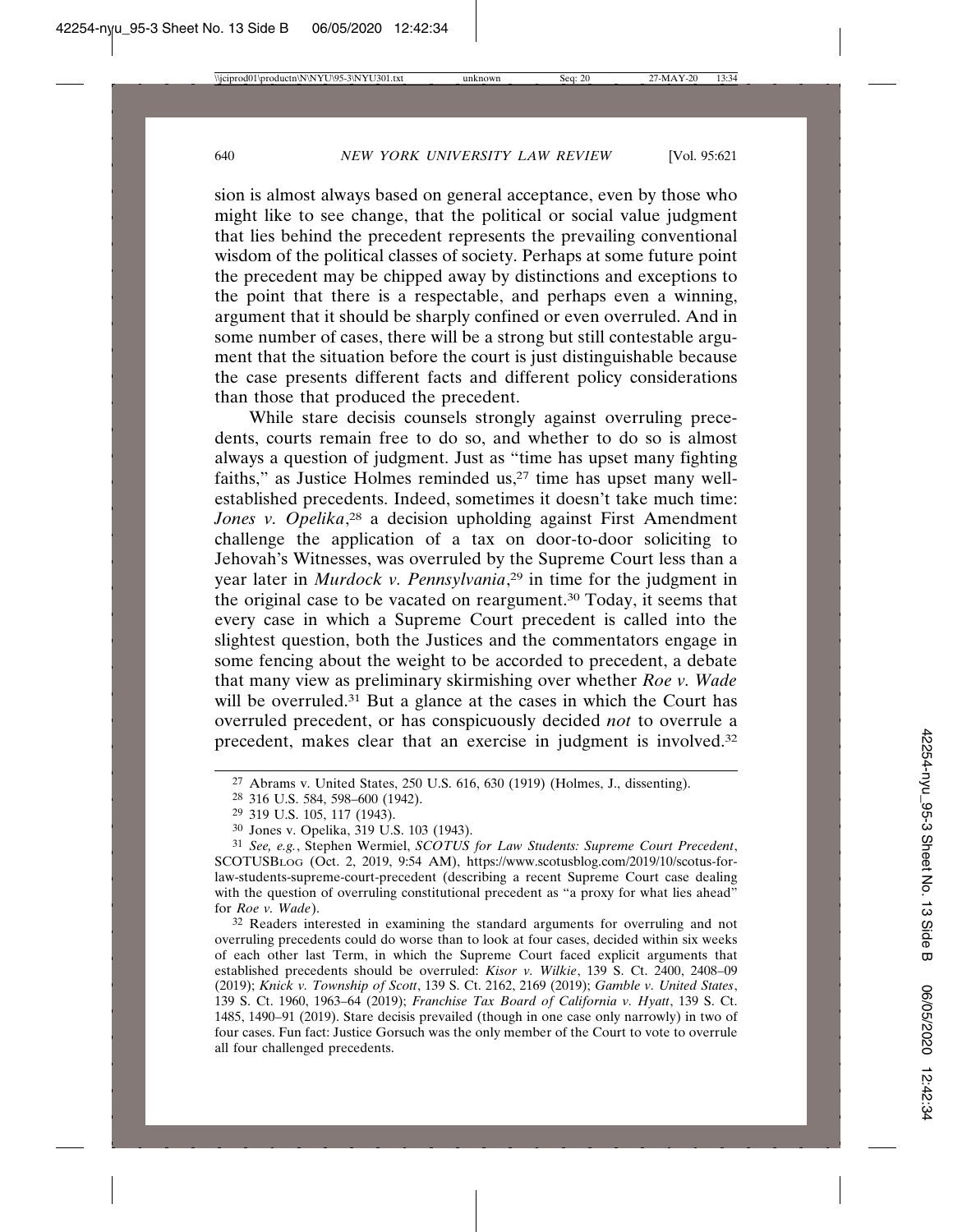sion is almost always based on general acceptance, even by those who might like to see change, that the political or social value judgment that lies behind the precedent represents the prevailing conventional wisdom of the political classes of society. Perhaps at some future point the precedent may be chipped away by distinctions and exceptions to the point that there is a respectable, and perhaps even a winning, argument that it should be sharply confined or even overruled. And in some number of cases, there will be a strong but still contestable argument that the situation before the court is just distinguishable because the case presents different facts and different policy considerations than those that produced the precedent.

While stare decisis counsels strongly against overruling precedents, courts remain free to do so, and whether to do so is almost always a question of judgment. Just as "time has upset many fighting faiths," as Justice Holmes reminded us,[27] time has upset many well-established precedents. Indeed, sometimes it doesn't take much time: *Jones v. Opelika*,[28] a decision upholding against First Amendment challenge the application of a tax on door-to-door soliciting to Jehovah's Witnesses, was overruled by the Supreme Court less than a year later in *Murdock v. Pennsylvania*,[29] in time for the judgment in the original case to be vacated on reargument.[30] Today, it seems that every case in which a Supreme Court precedent is called into the slightest question, both the Justices and the commentators engage in some fencing about the weight to be accorded to precedent, a debate that many view as preliminary skirmishing over whether *Roe v. Wade* will be overruled.[31] But a glance at the cases in which the Court has overruled precedent, or has conspicuously decided *not* to overrule a precedent, makes clear that an exercise in judgment is involved.[32]

[27] Abrams v. United States, 250 U.S. 616, 630 (1919) (Holmes, J., dissenting).

[28] 316 U.S. 584, 598–600 (1942).

[29] 319 U.S. 105, 117 (1943).

[30] Jones v. Opelika, 319 U.S. 103 (1943).

[31] *See, e.g.*, Stephen Wermiel, *SCOTUS for Law Students: Supreme Court Precedent*, SCOTUSBLOG (Oct. 2, 2019, 9:54 AM), https://www.scotusblog.com/2019/10/scotus-for-law-students-supreme-court-precedent (describing a recent Supreme Court case dealing with the question of overruling constitutional precedent as "a proxy for what lies ahead" for *Roe v. Wade*).

[32] Readers interested in examining the standard arguments for overruling and not overruling precedents could do worse than to look at four cases, decided within six weeks of each other last Term, in which the Supreme Court faced explicit arguments that established precedents should be overruled: *Kisor v. Wilkie*, 139 S. Ct. 2400, 2408–09 (2019); *Knick v. Township of Scott*, 139 S. Ct. 2162, 2169 (2019); *Gamble v. United States*, 139 S. Ct. 1960, 1963–64 (2019); *Franchise Tax Board of California v. Hyatt*, 139 S. Ct. 1485, 1490–91 (2019). Stare decisis prevailed (though in one case only narrowly) in two of four cases. Fun fact: Justice Gorsuch was the only member of the Court to vote to overrule all four challenged precedents.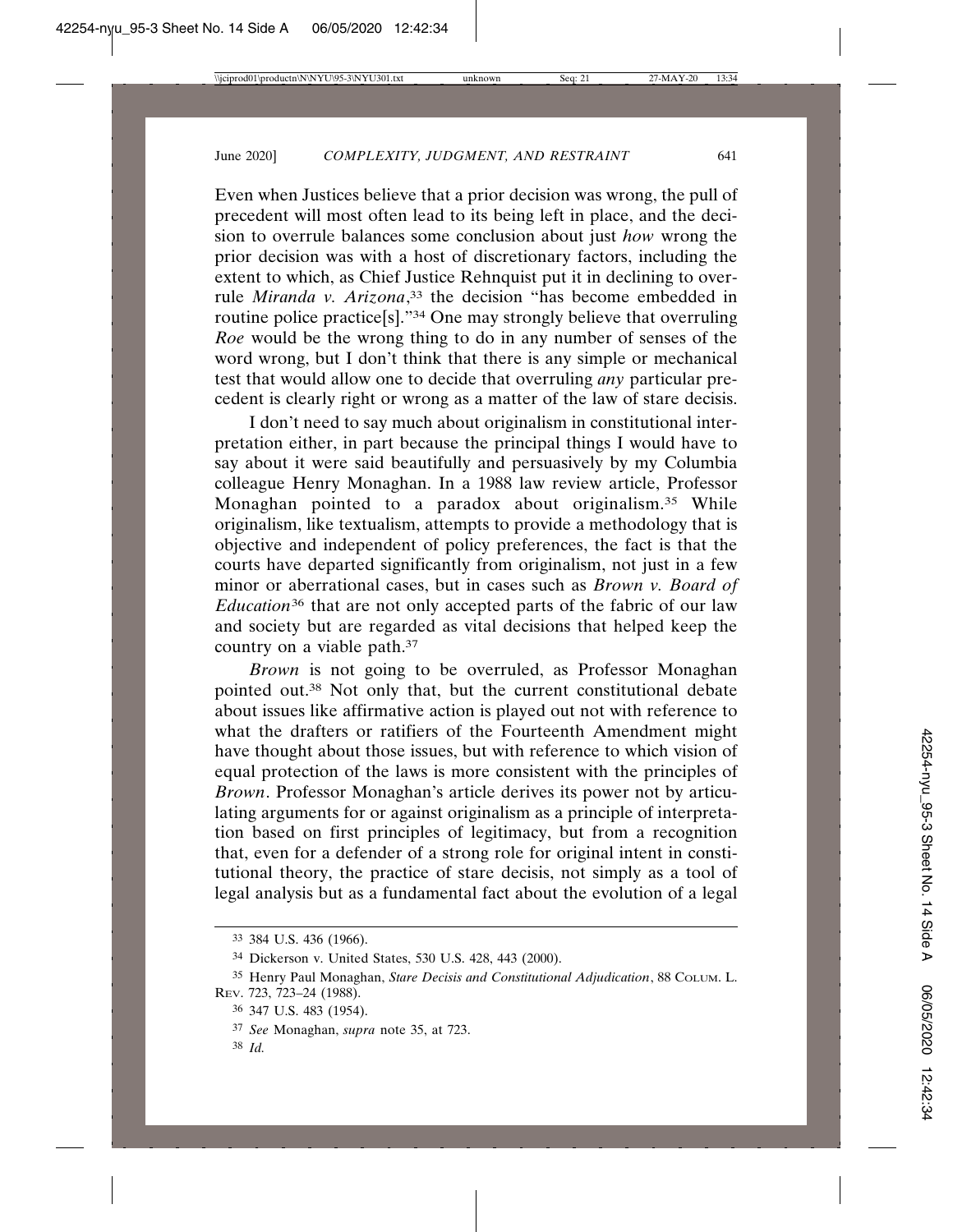Even when Justices believe that a prior decision was wrong, the pull of precedent will most often lead to its being left in place, and the decision to overrule balances some conclusion about just *how* wrong the prior decision was with a host of discretionary factors, including the extent to which, as Chief Justice Rehnquist put it in declining to overrule *Miranda v. Arizona*,[33] the decision "has become embedded in routine police practice[s]."[34] One may strongly believe that overruling *Roe* would be the wrong thing to do in any number of senses of the word wrong, but I don't think that there is any simple or mechanical test that would allow one to decide that overruling *any* particular precedent is clearly right or wrong as a matter of the law of stare decisis.

I don't need to say much about originalism in constitutional interpretation either, in part because the principal things I would have to say about it were said beautifully and persuasively by my Columbia colleague Henry Monaghan. In a 1988 law review article, Professor Monaghan pointed to a paradox about originalism.[35] While originalism, like textualism, attempts to provide a methodology that is objective and independent of policy preferences, the fact is that the courts have departed significantly from originalism, not just in a few minor or aberrational cases, but in cases such as *Brown v. Board of Education*[36] that are not only accepted parts of the fabric of our law and society but are regarded as vital decisions that helped keep the country on a viable path.[37]

*Brown* is not going to be overruled, as Professor Monaghan pointed out.[38] Not only that, but the current constitutional debate about issues like affirmative action is played out not with reference to what the drafters or ratifiers of the Fourteenth Amendment might have thought about those issues, but with reference to which vision of equal protection of the laws is more consistent with the principles of *Brown*. Professor Monaghan's article derives its power not by articulating arguments for or against originalism as a principle of interpretation based on first principles of legitimacy, but from a recognition that, even for a defender of a strong role for original intent in constitutional theory, the practice of stare decisis, not simply as a tool of legal analysis but as a fundamental fact about the evolution of a legal

---

33 384 U.S. 436 (1966).

34 Dickerson v. United States, 530 U.S. 428, 443 (2000).

35 Henry Paul Monaghan, *Stare Decisis and Constitutional Adjudication*, 88 COLUM. L. REV. 723, 723–24 (1988).

36 347 U.S. 483 (1954).

37 *See* Monaghan, *supra* note 35, at 723.

38 *Id.*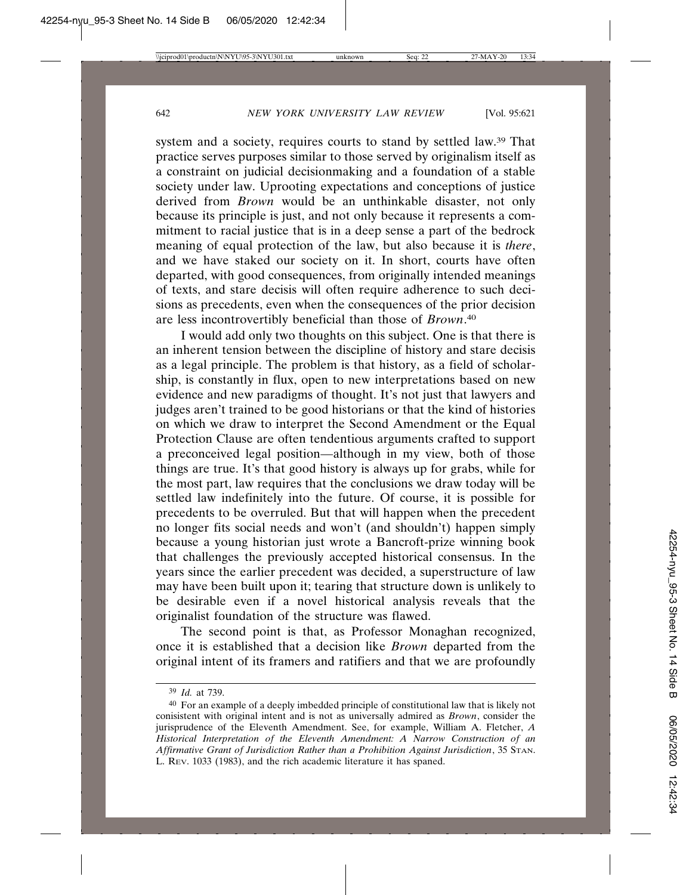system and a society, requires courts to stand by settled law.[39] That practice serves purposes similar to those served by originalism itself as a constraint on judicial decisionmaking and a foundation of a stable society under law. Uprooting expectations and conceptions of justice derived from *Brown* would be an unthinkable disaster, not only because its principle is just, and not only because it represents a commitment to racial justice that is in a deep sense a part of the bedrock meaning of equal protection of the law, but also because it is *there*, and we have staked our society on it. In short, courts have often departed, with good consequences, from originally intended meanings of texts, and stare decisis will often require adherence to such decisions as precedents, even when the consequences of the prior decision are less incontrovertibly beneficial than those of *Brown*.[40]

I would add only two thoughts on this subject. One is that there is an inherent tension between the discipline of history and stare decisis as a legal principle. The problem is that history, as a field of scholarship, is constantly in flux, open to new interpretations based on new evidence and new paradigms of thought. It's not just that lawyers and judges aren't trained to be good historians or that the kind of histories on which we draw to interpret the Second Amendment or the Equal Protection Clause are often tendentious arguments crafted to support a preconceived legal position—although in my view, both of those things are true. It's that good history is always up for grabs, while for the most part, law requires that the conclusions we draw today will be settled law indefinitely into the future. Of course, it is possible for precedents to be overruled. But that will happen when the precedent no longer fits social needs and won't (and shouldn't) happen simply because a young historian just wrote a Bancroft-prize winning book that challenges the previously accepted historical consensus. In the years since the earlier precedent was decided, a superstructure of law may have been built upon it; tearing that structure down is unlikely to be desirable even if a novel historical analysis reveals that the originalist foundation of the structure was flawed.

The second point is that, as Professor Monaghan recognized, once it is established that a decision like *Brown* departed from the original intent of its framers and ratifiers and that we are profoundly

---

[39] *Id.* at 739.

[40] For an example of a deeply imbedded principle of constitutional law that is likely not conisistent with original intent and is not as universally admired as *Brown*, consider the jurisprudence of the Eleventh Amendment. See, for example, William A. Fletcher, *A Historical Interpretation of the Eleventh Amendment: A Narrow Construction of an Affirmative Grant of Jurisdiction Rather than a Prohibition Against Jurisdiction*, 35 STAN. L. REV. 1033 (1983), and the rich academic literature it has spaned.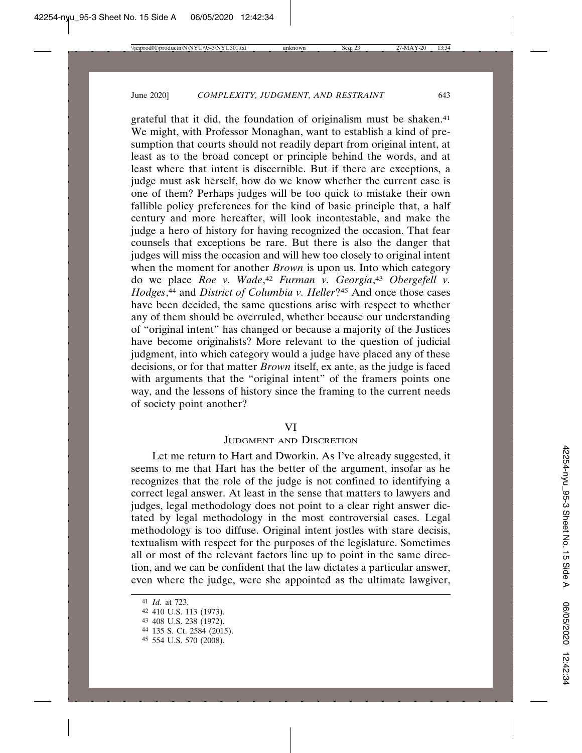grateful that it did, the foundation of originalism must be shaken.[41] We might, with Professor Monaghan, want to establish a kind of presumption that courts should not readily depart from original intent, at least as to the broad concept or principle behind the words, and at least where that intent is discernible. But if there are exceptions, a judge must ask herself, how do we know whether the current case is one of them? Perhaps judges will be too quick to mistake their own fallible policy preferences for the kind of basic principle that, a half century and more hereafter, will look incontestable, and make the judge a hero of history for having recognized the occasion. That fear counsels that exceptions be rare. But there is also the danger that judges will miss the occasion and will hew too closely to original intent when the moment for another *Brown* is upon us. Into which category do we place *Roe v. Wade*,[42] *Furman v. Georgia*,[43] *Obergefell v. Hodges*,[44] and *District of Columbia v. Heller*?[45] And once those cases have been decided, the same questions arise with respect to whether any of them should be overruled, whether because our understanding of "original intent" has changed or because a majority of the Justices have become originalists? More relevant to the question of judicial judgment, into which category would a judge have placed any of these decisions, or for that matter *Brown* itself, ex ante, as the judge is faced with arguments that the "original intent" of the framers points one way, and the lessons of history since the framing to the current needs of society point another?

## VI
## Judgment and Discretion

Let me return to Hart and Dworkin. As I've already suggested, it seems to me that Hart has the better of the argument, insofar as he recognizes that the role of the judge is not confined to identifying a correct legal answer. At least in the sense that matters to lawyers and judges, legal methodology does not point to a clear right answer dictated by legal methodology in the most controversial cases. Legal methodology is too diffuse. Original intent jostles with stare decisis, textualism with respect for the purposes of the legislature. Sometimes all or most of the relevant factors line up to point in the same direction, and we can be confident that the law dictates a particular answer, even where the judge, were she appointed as the ultimate lawgiver,

---

[41] *Id.* at 723.

[42] 410 U.S. 113 (1973).

[43] 408 U.S. 238 (1972).

[44] 135 S. Ct. 2584 (2015).

[45] 554 U.S. 570 (2008).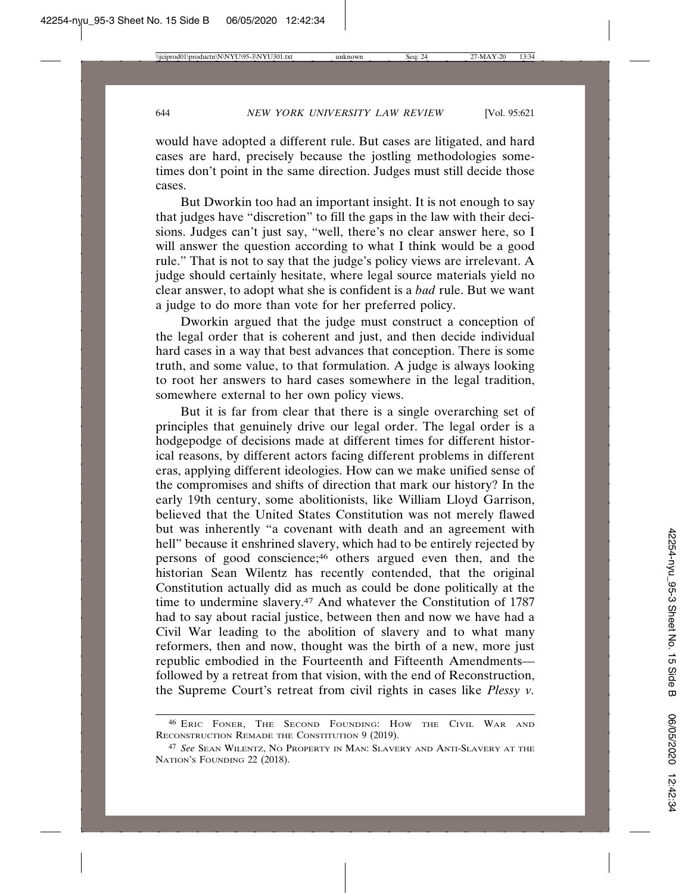would have adopted a different rule. But cases are litigated, and hard cases are hard, precisely because the jostling methodologies sometimes don't point in the same direction. Judges must still decide those cases.

But Dworkin too had an important insight. It is not enough to say that judges have "discretion" to fill the gaps in the law with their decisions. Judges can't just say, "well, there's no clear answer here, so I will answer the question according to what I think would be a good rule." That is not to say that the judge's policy views are irrelevant. A judge should certainly hesitate, where legal source materials yield no clear answer, to adopt what she is confident is a *bad* rule. But we want a judge to do more than vote for her preferred policy.

Dworkin argued that the judge must construct a conception of the legal order that is coherent and just, and then decide individual hard cases in a way that best advances that conception. There is some truth, and some value, to that formulation. A judge is always looking to root her answers to hard cases somewhere in the legal tradition, somewhere external to her own policy views.

But it is far from clear that there is a single overarching set of principles that genuinely drive our legal order. The legal order is a hodgepodge of decisions made at different times for different historical reasons, by different actors facing different problems in different eras, applying different ideologies. How can we make unified sense of the compromises and shifts of direction that mark our history? In the early 19th century, some abolitionists, like William Lloyd Garrison, believed that the United States Constitution was not merely flawed but was inherently "a covenant with death and an agreement with hell" because it enshrined slavery, which had to be entirely rejected by persons of good conscience;[46] others argued even then, and the historian Sean Wilentz has recently contended, that the original Constitution actually did as much as could be done politically at the time to undermine slavery.[47] And whatever the Constitution of 1787 had to say about racial justice, between then and now we have had a Civil War leading to the abolition of slavery and to what many reformers, then and now, thought was the birth of a new, more just republic embodied in the Fourteenth and Fifteenth Amendments—followed by a retreat from that vision, with the end of Reconstruction, the Supreme Court's retreat from civil rights in cases like *Plessy v.*

---

[46] ERIC FONER, THE SECOND FOUNDING: HOW THE CIVIL WAR AND RECONSTRUCTION REMADE THE CONSTITUTION 9 (2019).

[47] *See* SEAN WILENTZ, NO PROPERTY IN MAN: SLAVERY AND ANTI-SLAVERY AT THE NATION'S FOUNDING 22 (2018).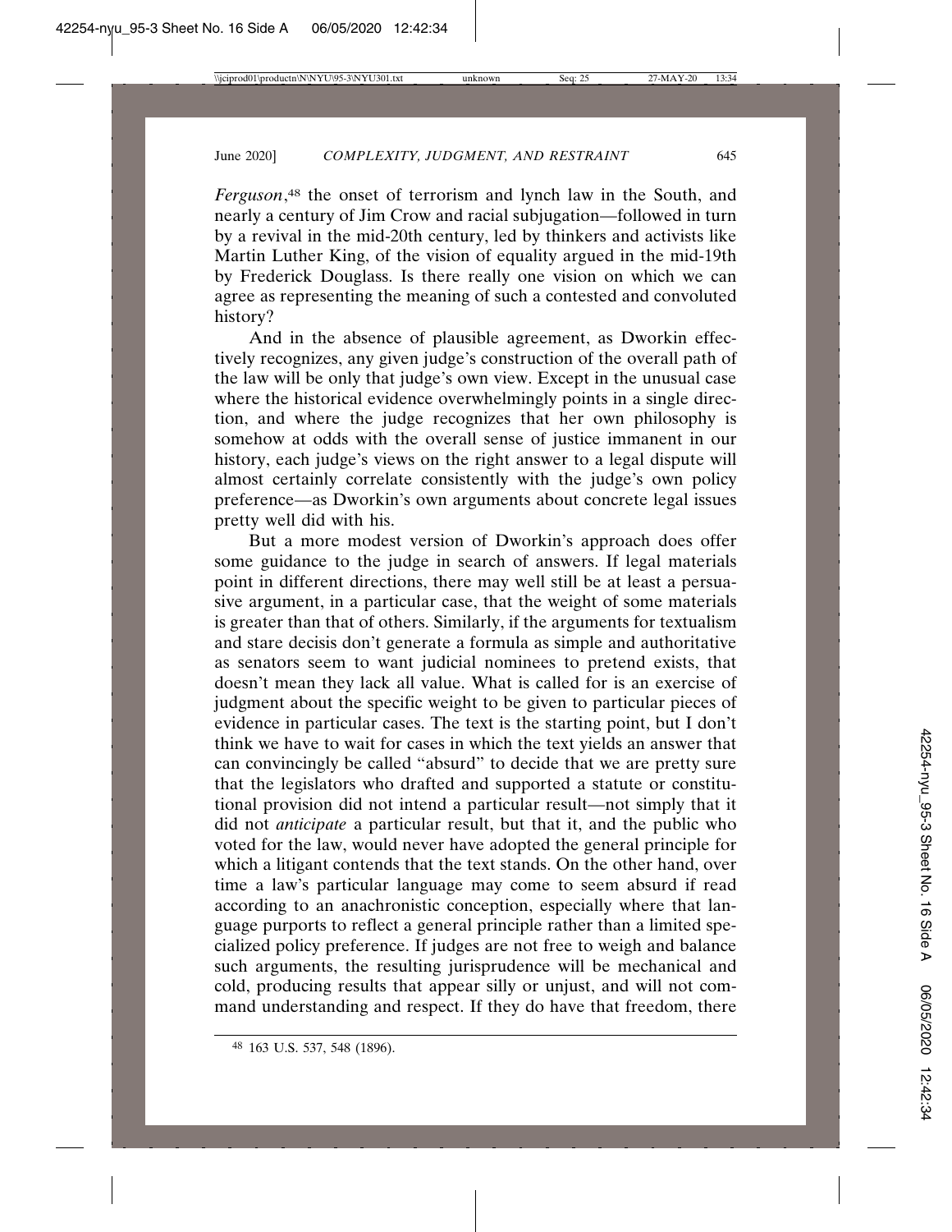*Ferguson*,[48] the onset of terrorism and lynch law in the South, and nearly a century of Jim Crow and racial subjugation—followed in turn by a revival in the mid-20th century, led by thinkers and activists like Martin Luther King, of the vision of equality argued in the mid-19th by Frederick Douglass. Is there really one vision on which we can agree as representing the meaning of such a contested and convoluted history?

And in the absence of plausible agreement, as Dworkin effectively recognizes, any given judge's construction of the overall path of the law will be only that judge's own view. Except in the unusual case where the historical evidence overwhelmingly points in a single direction, and where the judge recognizes that her own philosophy is somehow at odds with the overall sense of justice immanent in our history, each judge's views on the right answer to a legal dispute will almost certainly correlate consistently with the judge's own policy preference—as Dworkin's own arguments about concrete legal issues pretty well did with his.

But a more modest version of Dworkin's approach does offer some guidance to the judge in search of answers. If legal materials point in different directions, there may well still be at least a persuasive argument, in a particular case, that the weight of some materials is greater than that of others. Similarly, if the arguments for textualism and stare decisis don't generate a formula as simple and authoritative as senators seem to want judicial nominees to pretend exists, that doesn't mean they lack all value. What is called for is an exercise of judgment about the specific weight to be given to particular pieces of evidence in particular cases. The text is the starting point, but I don't think we have to wait for cases in which the text yields an answer that can convincingly be called "absurd" to decide that we are pretty sure that the legislators who drafted and supported a statute or constitutional provision did not intend a particular result—not simply that it did not *anticipate* a particular result, but that it, and the public who voted for the law, would never have adopted the general principle for which a litigant contends that the text stands. On the other hand, over time a law's particular language may come to seem absurd if read according to an anachronistic conception, especially where that language purports to reflect a general principle rather than a limited specialized policy preference. If judges are not free to weigh and balance such arguments, the resulting jurisprudence will be mechanical and cold, producing results that appear silly or unjust, and will not command understanding and respect. If they do have that freedom, there

[48] 163 U.S. 537, 548 (1896).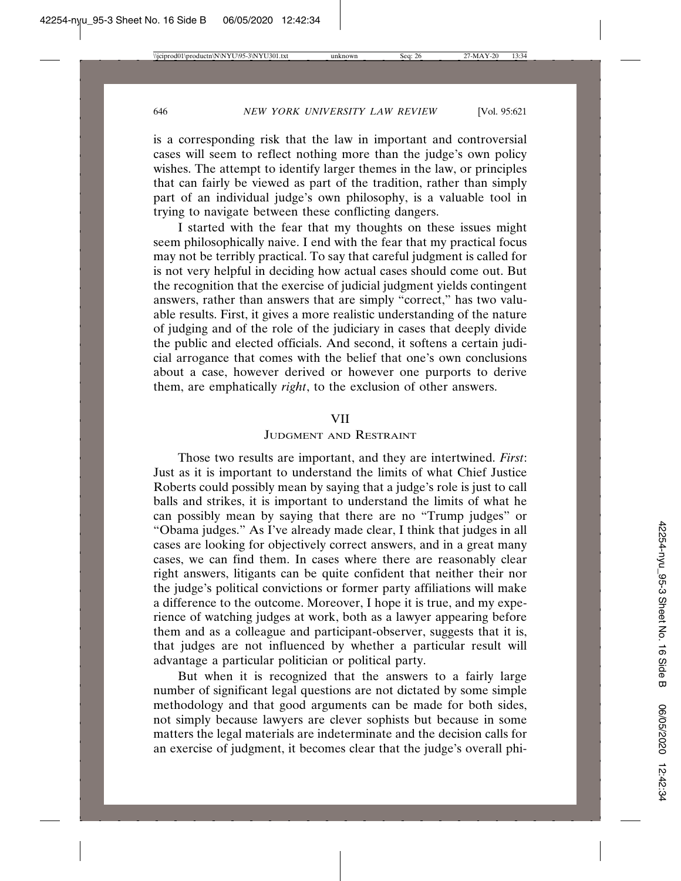is a corresponding risk that the law in important and controversial cases will seem to reflect nothing more than the judge's own policy wishes. The attempt to identify larger themes in the law, or principles that can fairly be viewed as part of the tradition, rather than simply part of an individual judge's own philosophy, is a valuable tool in trying to navigate between these conflicting dangers.

I started with the fear that my thoughts on these issues might seem philosophically naive. I end with the fear that my practical focus may not be terribly practical. To say that careful judgment is called for is not very helpful in deciding how actual cases should come out. But the recognition that the exercise of judicial judgment yields contingent answers, rather than answers that are simply "correct," has two valuable results. First, it gives a more realistic understanding of the nature of judging and of the role of the judiciary in cases that deeply divide the public and elected officials. And second, it softens a certain judicial arrogance that comes with the belief that one's own conclusions about a case, however derived or however one purports to derive them, are emphatically *right*, to the exclusion of other answers.

## VII
## JUDGMENT AND RESTRAINT

Those two results are important, and they are intertwined. *First*: Just as it is important to understand the limits of what Chief Justice Roberts could possibly mean by saying that a judge's role is just to call balls and strikes, it is important to understand the limits of what he can possibly mean by saying that there are no "Trump judges" or "Obama judges." As I've already made clear, I think that judges in all cases are looking for objectively correct answers, and in a great many cases, we can find them. In cases where there are reasonably clear right answers, litigants can be quite confident that neither their nor the judge's political convictions or former party affiliations will make a difference to the outcome. Moreover, I hope it is true, and my experience of watching judges at work, both as a lawyer appearing before them and as a colleague and participant-observer, suggests that it is, that judges are not influenced by whether a particular result will advantage a particular politician or political party.

But when it is recognized that the answers to a fairly large number of significant legal questions are not dictated by some simple methodology and that good arguments can be made for both sides, not simply because lawyers are clever sophists but because in some matters the legal materials are indeterminate and the decision calls for an exercise of judgment, it becomes clear that the judge's overall phi-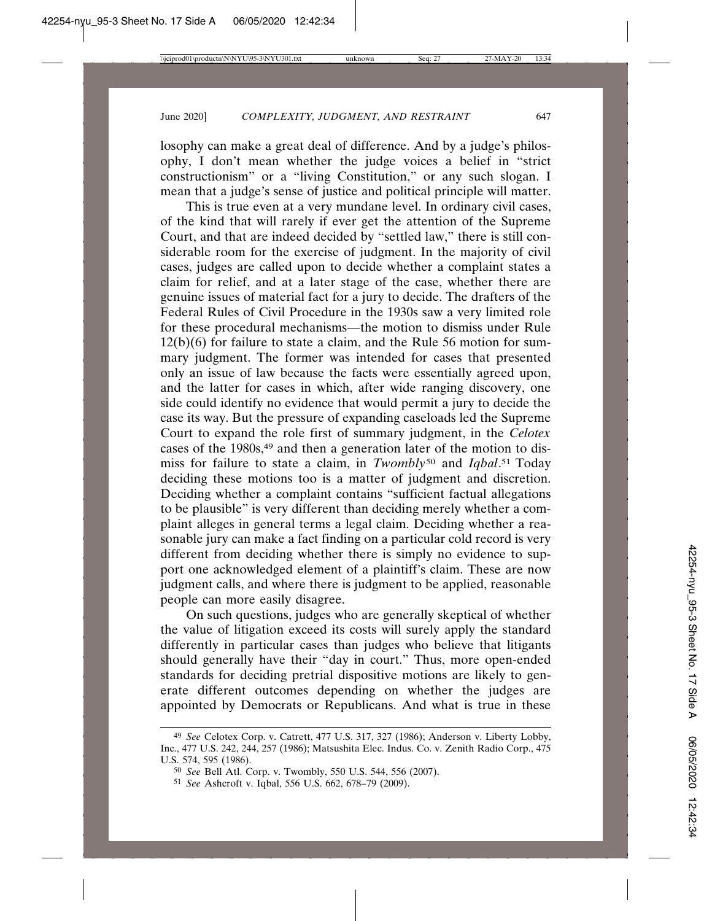losophy can make a great deal of difference. And by a judge's philosophy, I don't mean whether the judge voices a belief in "strict constructionism" or a "living Constitution," or any such slogan. I mean that a judge's sense of justice and political principle will matter.

This is true even at a very mundane level. In ordinary civil cases, of the kind that will rarely if ever get the attention of the Supreme Court, and that are indeed decided by "settled law," there is still considerable room for the exercise of judgment. In the majority of civil cases, judges are called upon to decide whether a complaint states a claim for relief, and at a later stage of the case, whether there are genuine issues of material fact for a jury to decide. The drafters of the Federal Rules of Civil Procedure in the 1930s saw a very limited role for these procedural mechanisms—the motion to dismiss under Rule 12(b)(6) for failure to state a claim, and the Rule 56 motion for summary judgment. The former was intended for cases that presented only an issue of law because the facts were essentially agreed upon, and the latter for cases in which, after wide ranging discovery, one side could identify no evidence that would permit a jury to decide the case its way. But the pressure of expanding caseloads led the Supreme Court to expand the role first of summary judgment, in the *Celotex* cases of the 1980s,[49] and then a generation later of the motion to dismiss for failure to state a claim, in *Twombly*[50] and *Iqbal*.[51] Today deciding these motions too is a matter of judgment and discretion. Deciding whether a complaint contains "sufficient factual allegations to be plausible" is very different than deciding merely whether a complaint alleges in general terms a legal claim. Deciding whether a reasonable jury can make a fact finding on a particular cold record is very different from deciding whether there is simply no evidence to support one acknowledged element of a plaintiff's claim. These are now judgment calls, and where there is judgment to be applied, reasonable people can more easily disagree.

On such questions, judges who are generally skeptical of whether the value of litigation exceed its costs will surely apply the standard differently in particular cases than judges who believe that litigants should generally have their "day in court." Thus, more open-ended standards for deciding pretrial dispositive motions are likely to generate different outcomes depending on whether the judges are appointed by Democrats or Republicans. And what is true in these

---

[49] *See* Celotex Corp. v. Catrett, 477 U.S. 317, 327 (1986); Anderson v. Liberty Lobby, Inc., 477 U.S. 242, 244, 257 (1986); Matsushita Elec. Indus. Co. v. Zenith Radio Corp., 475 U.S. 574, 595 (1986).

[50] *See* Bell Atl. Corp. v. Twombly, 550 U.S. 544, 556 (2007).

[51] *See* Ashcroft v. Iqbal, 556 U.S. 662, 678–79 (2009).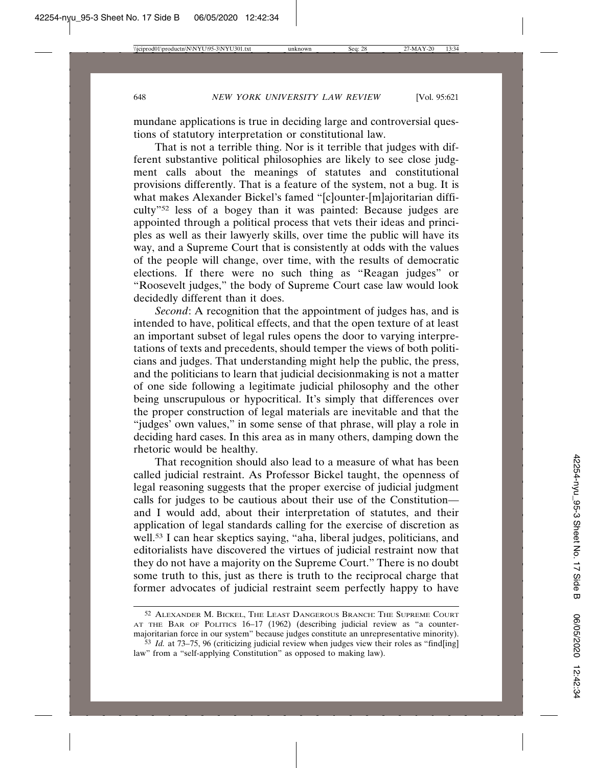mundane applications is true in deciding large and controversial questions of statutory interpretation or constitutional law.

That is not a terrible thing. Nor is it terrible that judges with different substantive political philosophies are likely to see close judgment calls about the meanings of statutes and constitutional provisions differently. That is a feature of the system, not a bug. It is what makes Alexander Bickel's famed "[c]ounter-[m]ajoritarian difficulty"[52] less of a bogey than it was painted: Because judges are appointed through a political process that vets their ideas and principles as well as their lawyerly skills, over time the public will have its way, and a Supreme Court that is consistently at odds with the values of the people will change, over time, with the results of democratic elections. If there were no such thing as "Reagan judges" or "Roosevelt judges," the body of Supreme Court case law would look decidedly different than it does.

*Second*: A recognition that the appointment of judges has, and is intended to have, political effects, and that the open texture of at least an important subset of legal rules opens the door to varying interpretations of texts and precedents, should temper the views of both politicians and judges. That understanding might help the public, the press, and the politicians to learn that judicial decisionmaking is not a matter of one side following a legitimate judicial philosophy and the other being unscrupulous or hypocritical. It's simply that differences over the proper construction of legal materials are inevitable and that the "judges' own values," in some sense of that phrase, will play a role in deciding hard cases. In this area as in many others, damping down the rhetoric would be healthy.

That recognition should also lead to a measure of what has been called judicial restraint. As Professor Bickel taught, the openness of legal reasoning suggests that the proper exercise of judicial judgment calls for judges to be cautious about their use of the Constitution—and I would add, about their interpretation of statutes, and their application of legal standards calling for the exercise of discretion as well.[53] I can hear skeptics saying, "aha, liberal judges, politicians, and editorialists have discovered the virtues of judicial restraint now that they do not have a majority on the Supreme Court." There is no doubt some truth to this, just as there is truth to the reciprocal charge that former advocates of judicial restraint seem perfectly happy to have

---

[52] ALEXANDER M. BICKEL, THE LEAST DANGEROUS BRANCH: THE SUPREME COURT AT THE BAR OF POLITICS 16–17 (1962) (describing judicial review as "a counter-majoritarian force in our system" because judges constitute an unrepresentative minority).

[53] *Id.* at 73–75, 96 (criticizing judicial review when judges view their roles as "find[ing] law" from a "self-applying Constitution" as opposed to making law).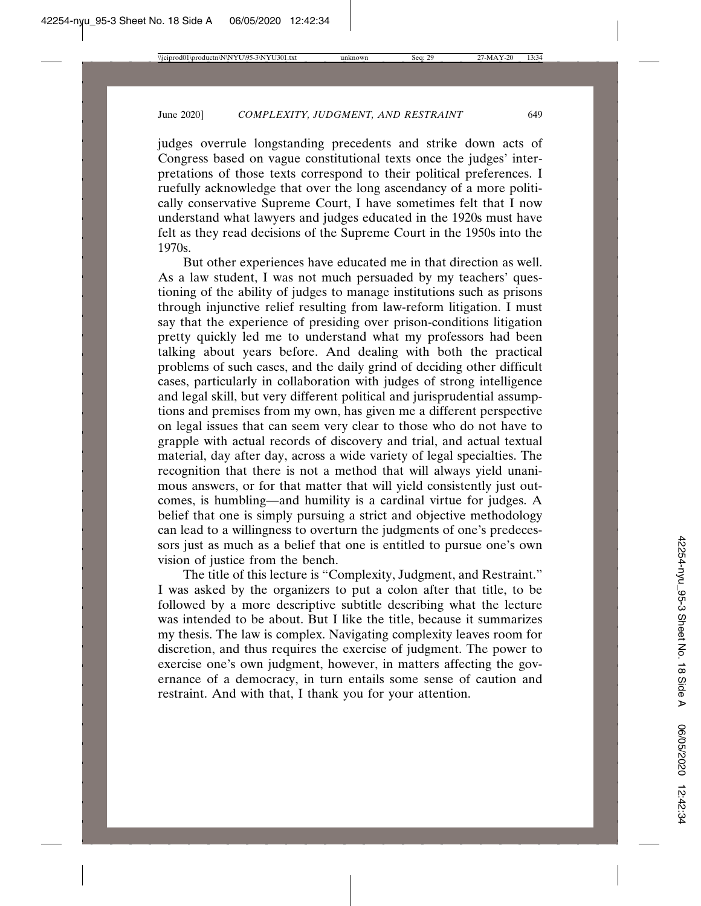judges overrule longstanding precedents and strike down acts of Congress based on vague constitutional texts once the judges' interpretations of those texts correspond to their political preferences. I ruefully acknowledge that over the long ascendancy of a more politically conservative Supreme Court, I have sometimes felt that I now understand what lawyers and judges educated in the 1920s must have felt as they read decisions of the Supreme Court in the 1950s into the 1970s.

But other experiences have educated me in that direction as well. As a law student, I was not much persuaded by my teachers' questioning of the ability of judges to manage institutions such as prisons through injunctive relief resulting from law-reform litigation. I must say that the experience of presiding over prison-conditions litigation pretty quickly led me to understand what my professors had been talking about years before. And dealing with both the practical problems of such cases, and the daily grind of deciding other difficult cases, particularly in collaboration with judges of strong intelligence and legal skill, but very different political and jurisprudential assumptions and premises from my own, has given me a different perspective on legal issues that can seem very clear to those who do not have to grapple with actual records of discovery and trial, and actual textual material, day after day, across a wide variety of legal specialties. The recognition that there is not a method that will always yield unanimous answers, or for that matter that will yield consistently just outcomes, is humbling—and humility is a cardinal virtue for judges. A belief that one is simply pursuing a strict and objective methodology can lead to a willingness to overturn the judgments of one's predecessors just as much as a belief that one is entitled to pursue one's own vision of justice from the bench.

The title of this lecture is "Complexity, Judgment, and Restraint." I was asked by the organizers to put a colon after that title, to be followed by a more descriptive subtitle describing what the lecture was intended to be about. But I like the title, because it summarizes my thesis. The law is complex. Navigating complexity leaves room for discretion, and thus requires the exercise of judgment. The power to exercise one's own judgment, however, in matters affecting the governance of a democracy, in turn entails some sense of caution and restraint. And with that, I thank you for your attention.